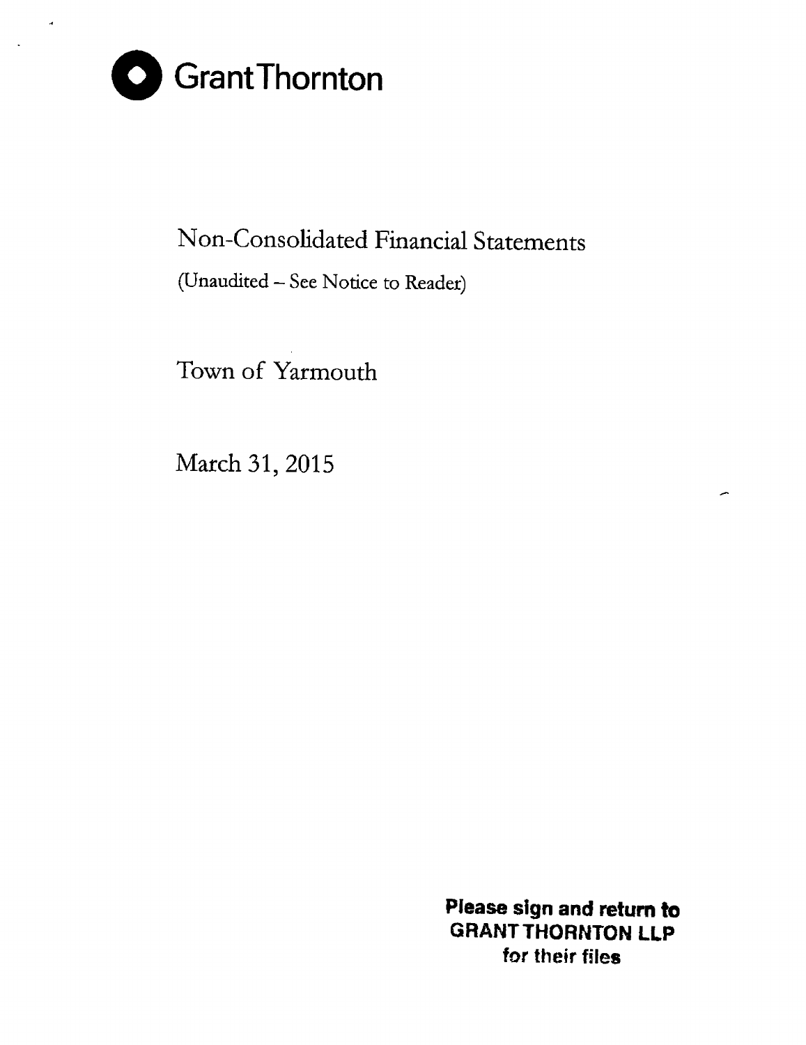Grant Thornton

# Non-Consolidated Financial Statements

(Unaudited – See Notice to Reader)

## Town of Yarmouth

March 31, 2015

**Please sign and return to**
**GRANT THORNTON LLP**
**for their files**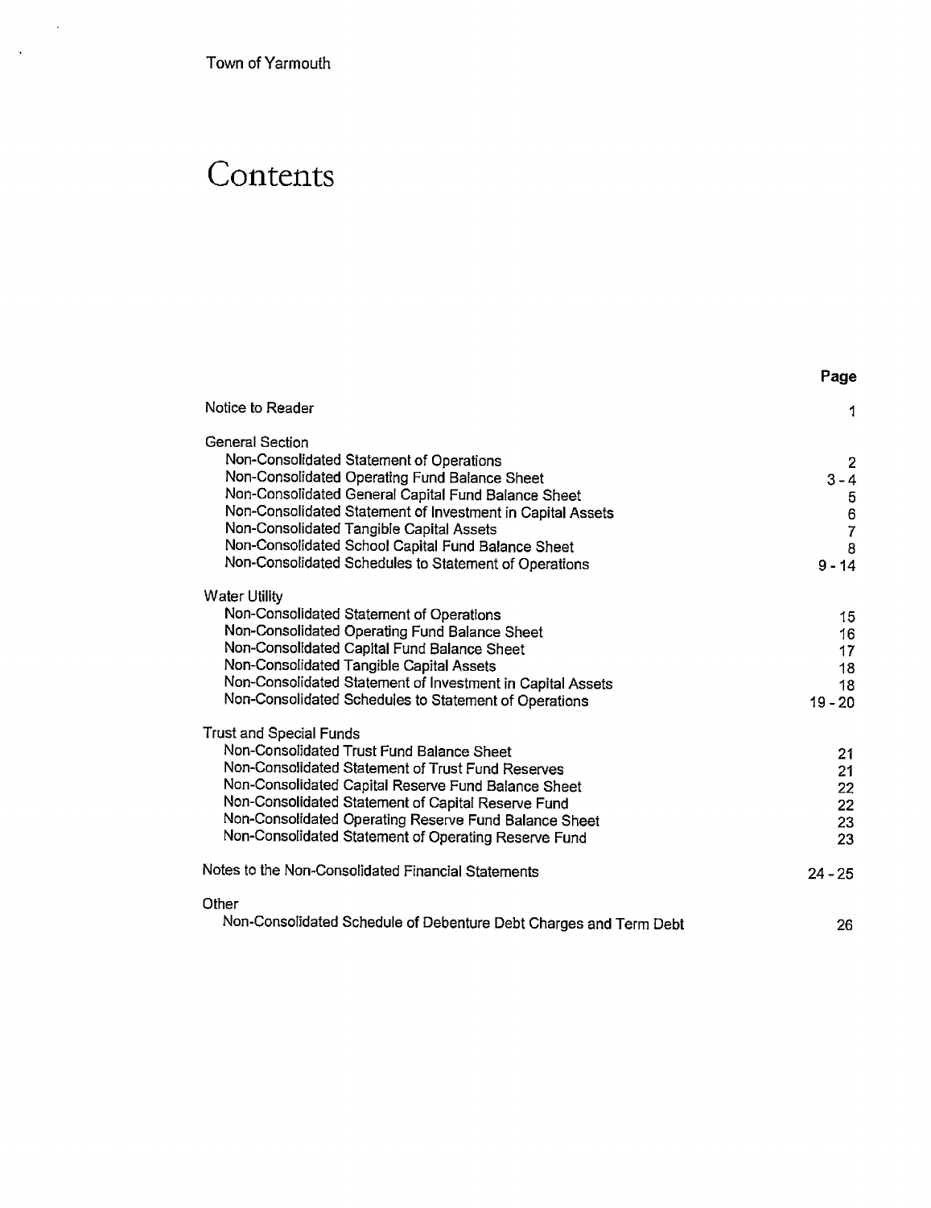Town of Yarmouth

# Contents

| | Page |
|---|---|
| Notice to Reader | 1 |
| **General Section** | |
| Non-Consolidated Statement of Operations | 2 |
| Non-Consolidated Operating Fund Balance Sheet | 3 - 4 |
| Non-Consolidated General Capital Fund Balance Sheet | 5 |
| Non-Consolidated Statement of Investment in Capital Assets | 6 |
| Non-Consolidated Tangible Capital Assets | 7 |
| Non-Consolidated School Capital Fund Balance Sheet | 8 |
| Non-Consolidated Schedules to Statement of Operations | 9 - 14 |
| **Water Utility** | |
| Non-Consolidated Statement of Operations | 15 |
| Non-Consolidated Operating Fund Balance Sheet | 16 |
| Non-Consolidated Capital Fund Balance Sheet | 17 |
| Non-Consolidated Tangible Capital Assets | 18 |
| Non-Consolidated Statement of Investment in Capital Assets | 18 |
| Non-Consolidated Schedules to Statement of Operations | 19 - 20 |
| **Trust and Special Funds** | |
| Non-Consolidated Trust Fund Balance Sheet | 21 |
| Non-Consolidated Statement of Trust Fund Reserves | 21 |
| Non-Consolidated Capital Reserve Fund Balance Sheet | 22 |
| Non-Consolidated Statement of Capital Reserve Fund | 22 |
| Non-Consolidated Operating Reserve Fund Balance Sheet | 23 |
| Non-Consolidated Statement of Operating Reserve Fund | 23 |
| Notes to the Non-Consolidated Financial Statements | 24 - 25 |
| **Other** | |
| Non-Consolidated Schedule of Debenture Debt Charges and Term Debt | 26 |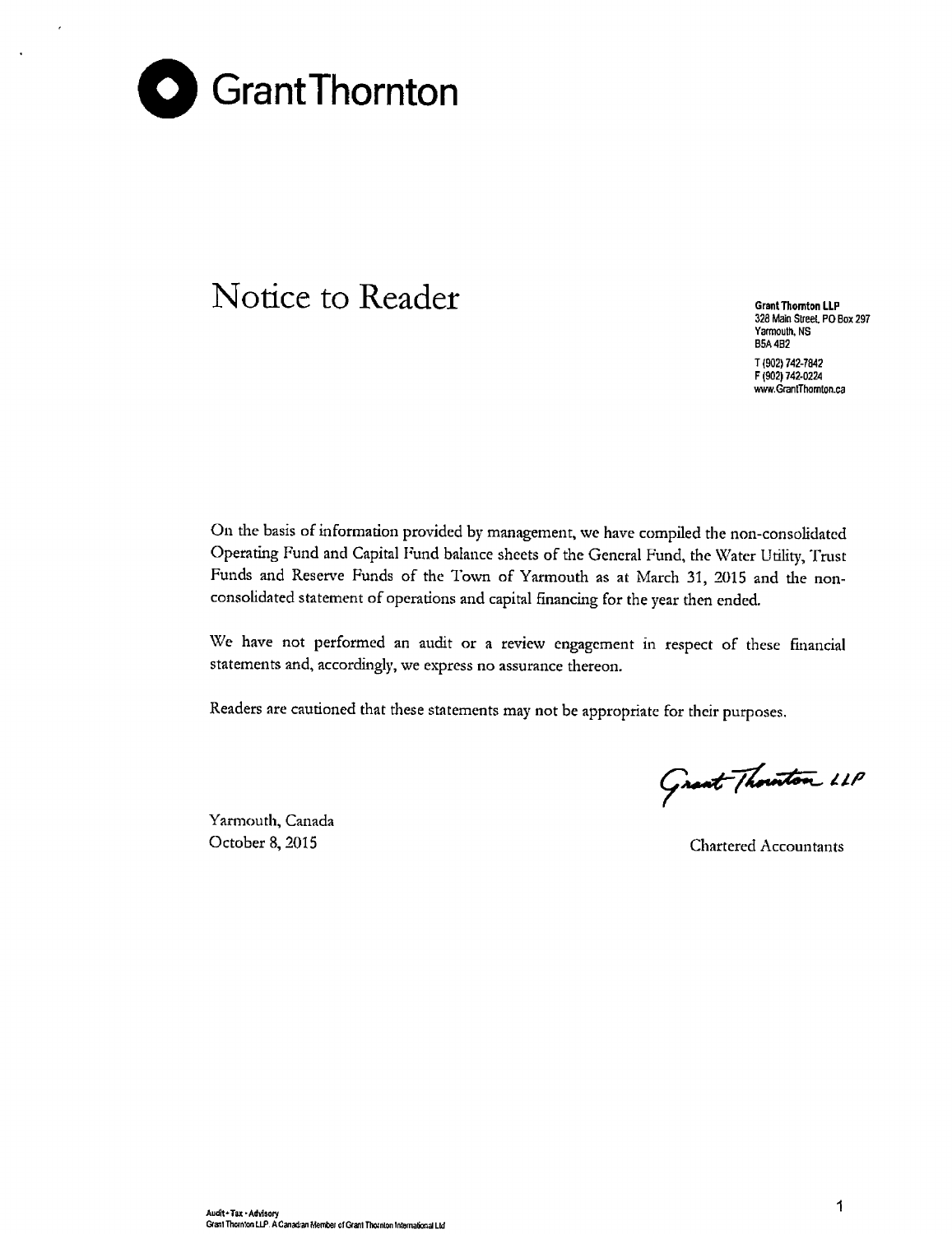# Grant Thornton

## Notice to Reader

**Grant Thornton LLP**
328 Main Street, PO Box 297
Yarmouth, NS
B5A 4B2

T (902) 742-7842
F (902) 742-0224
www.GrantThornton.ca

On the basis of information provided by management, we have compiled the non-consolidated Operating Fund and Capital Fund balance sheets of the General Fund, the Water Utility, Trust Funds and Reserve Funds of the Town of Yarmouth as at March 31, 2015 and the non-consolidated statement of operations and capital financing for the year then ended.

We have not performed an audit or a review engagement in respect of these financial statements and, accordingly, we express no assurance thereon.

Readers are cautioned that these statements may not be appropriate for their purposes.

Yarmouth, Canada
October 8, 2015

Grant Thornton LLP
Chartered Accountants

Audit • Tax • Advisory
Grant Thornton LLP. A Canadian Member of Grant Thornton International Ltd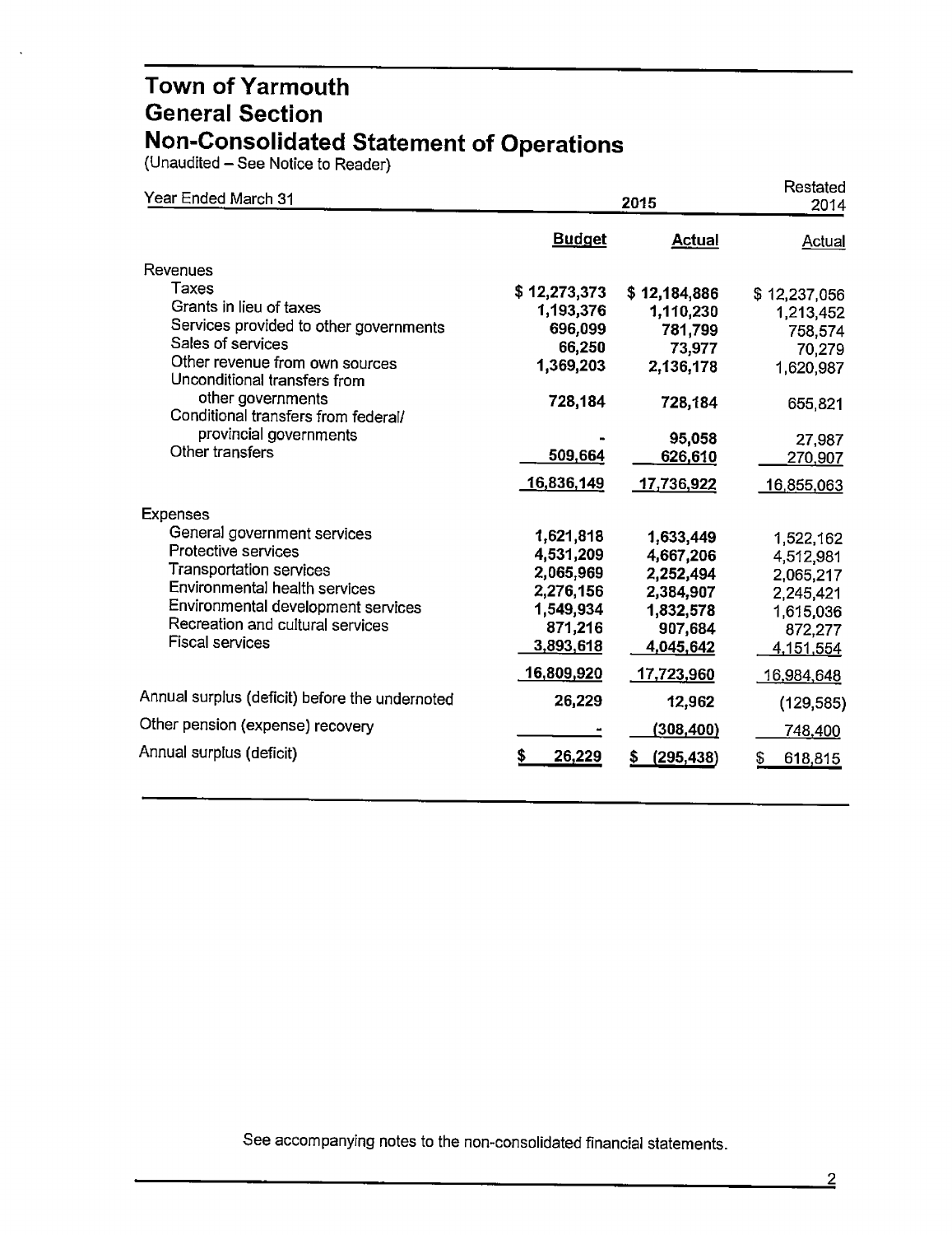# Town of Yarmouth
# General Section
# Non-Consolidated Statement of Operations

(Unaudited – See Notice to Reader)

| Year Ended March 31 | 2015 | | Restated 2014 |
|---|---|---|---|
| | **Budget** | **Actual** | Actual |
| Revenues | | | |
| Taxes | $ 12,273,373 | $ 12,184,886 | $ 12,237,056 |
| Grants in lieu of taxes | 1,193,376 | 1,110,230 | 1,213,452 |
| Services provided to other governments | 696,099 | 781,799 | 758,574 |
| Sales of services | 66,250 | 73,977 | 70,279 |
| Other revenue from own sources | 1,369,203 | 2,136,178 | 1,620,987 |
| Unconditional transfers from other governments | 728,184 | 728,184 | 655,821 |
| Conditional transfers from federal/ provincial governments | - | 95,058 | 27,987 |
| Other transfers | 509,664 | 626,610 | 270,907 |
| | 16,836,149 | 17,736,922 | 16,855,063 |
| Expenses | | | |
| General government services | 1,621,818 | 1,633,449 | 1,522,162 |
| Protective services | 4,531,209 | 4,667,206 | 4,512,981 |
| Transportation services | 2,065,969 | 2,252,494 | 2,065,217 |
| Environmental health services | 2,276,156 | 2,384,907 | 2,245,421 |
| Environmental development services | 1,549,934 | 1,832,578 | 1,615,036 |
| Recreation and cultural services | 871,216 | 907,684 | 872,277 |
| Fiscal services | 3,893,618 | 4,045,642 | 4,151,554 |
| | 16,809,920 | 17,723,960 | 16,984,648 |
| Annual surplus (deficit) before the undernoted | 26,229 | 12,962 | (129,585) |
| Other pension (expense) recovery | - | (308,400) | 748,400 |
| Annual surplus (deficit) | $ 26,229 | $ (295,438) | $ 618,815 |

See accompanying notes to the non-consolidated financial statements.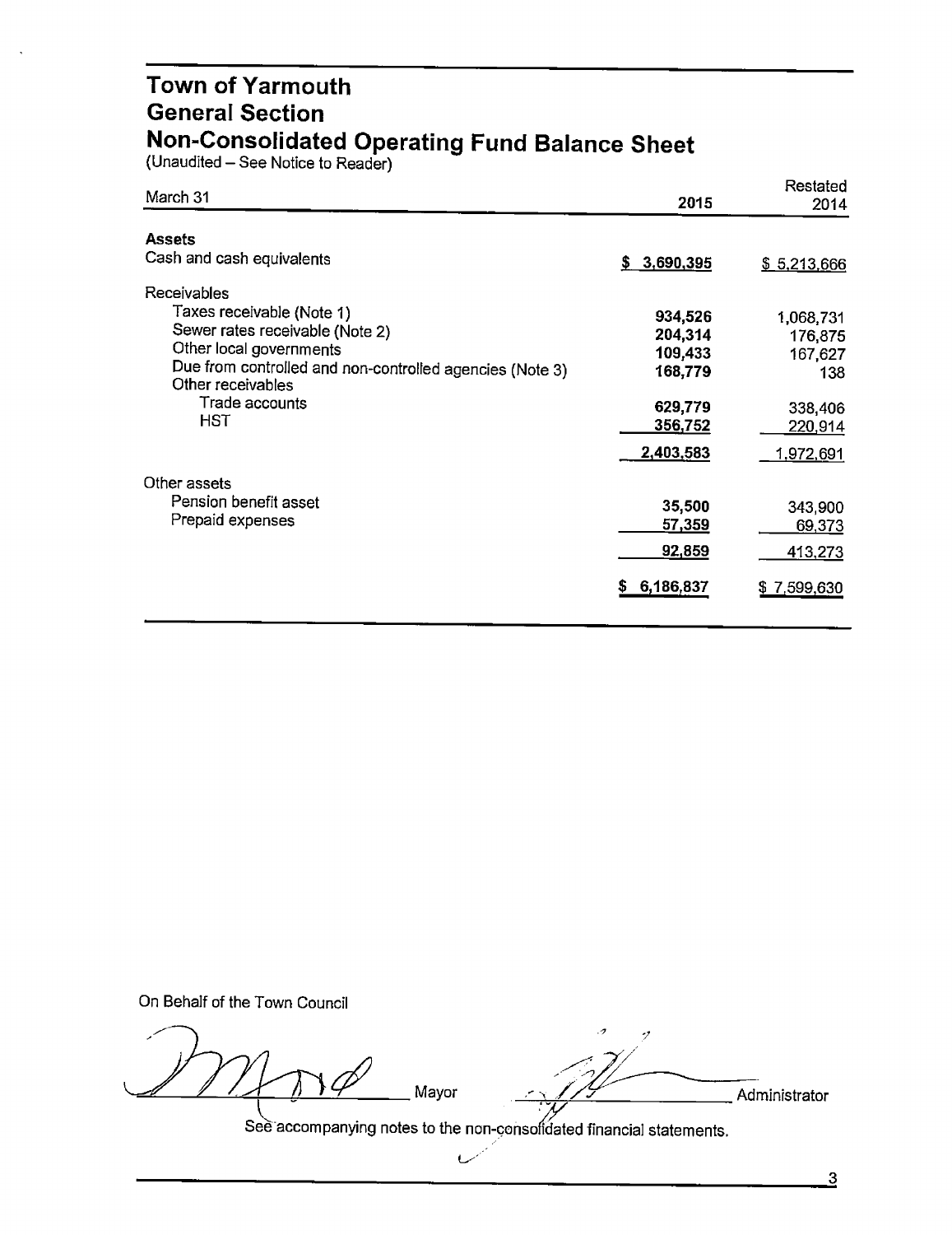# Town of Yarmouth
## General Section
## Non-Consolidated Operating Fund Balance Sheet

(Unaudited – See Notice to Reader)

| March 31 | 2015 | Restated 2014 |
|---|---|---|
| **Assets** | | |
| Cash and cash equivalents | **$ 3,690,395** | $ 5,213,666 |
| Receivables | | |
| Taxes receivable (Note 1) | **934,526** | 1,068,731 |
| Sewer rates receivable (Note 2) | **204,314** | 176,875 |
| Other local governments | **109,433** | 167,627 |
| Due from controlled and non-controlled agencies (Note 3) | **168,779** | 138 |
| Other receivables | | |
| Trade accounts | **629,779** | 338,406 |
| HST | **356,752** | 220,914 |
| | **2,403,583** | 1,972,691 |
| Other assets | | |
| Pension benefit asset | **35,500** | 343,900 |
| Prepaid expenses | **57,359** | 69,373 |
| | **92,859** | 413,273 |
| | **$ 6,186,837** | $ 7,599,630 |

On Behalf of the Town Council

_______________ Mayor _______________ Administrator

See accompanying notes to the non-consolidated financial statements.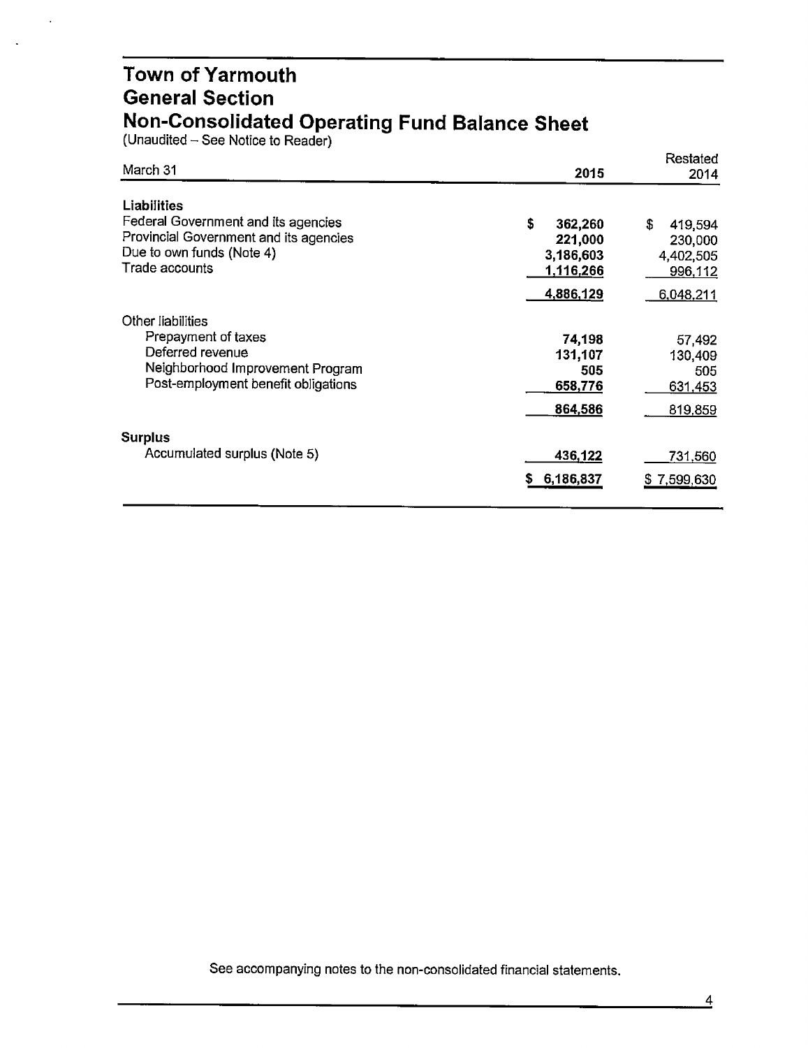# Town of Yarmouth
## General Section
## Non-Consolidated Operating Fund Balance Sheet

(Unaudited – See Notice to Reader)

| March 31 | 2015 | Restated 2014 |
|---|---|---|
| **Liabilities** | | |
| Federal Government and its agencies | $ 362,260 | $ 419,594 |
| Provincial Government and its agencies | 221,000 | 230,000 |
| Due to own funds (Note 4) | 3,186,603 | 4,402,505 |
| Trade accounts | 1,116,266 | 996,112 |
| | 4,886,129 | 6,048,211 |
| Other liabilities | | |
| Prepayment of taxes | 74,198 | 57,492 |
| Deferred revenue | 131,107 | 130,409 |
| Neighborhood Improvement Program | 505 | 505 |
| Post-employment benefit obligations | 658,776 | 631,453 |
| | 864,586 | 819,859 |
| **Surplus** | | |
| Accumulated surplus (Note 5) | 436,122 | 731,560 |
| | $ 6,186,837 | $ 7,599,630 |

See accompanying notes to the non-consolidated financial statements.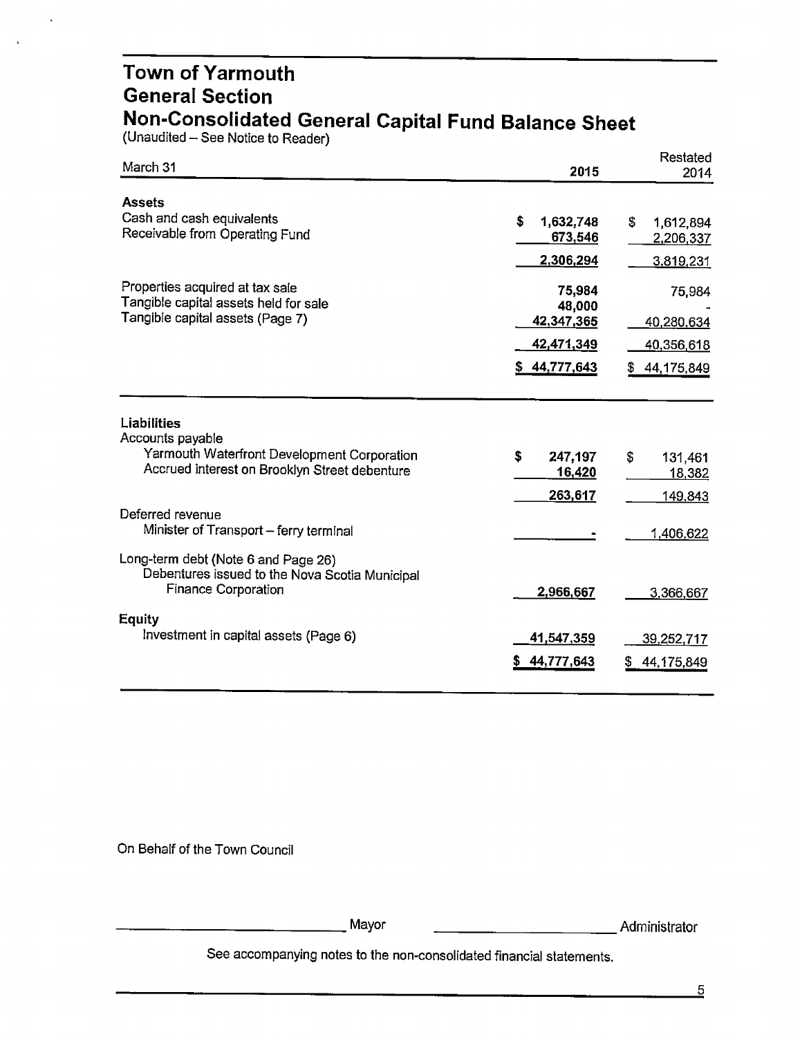# Town of Yarmouth
## General Section
## Non-Consolidated General Capital Fund Balance Sheet

(Unaudited – See Notice to Reader)

| March 31 | 2015 | Restated 2014 |
|---|---|---|
| **Assets** | | |
| Cash and cash equivalents | $ 1,632,748 | $ 1,612,894 |
| Receivable from Operating Fund | 673,546 | 2,206,337 |
| | 2,306,294 | 3,819,231 |
| Properties acquired at tax sale | 75,984 | 75,984 |
| Tangible capital assets held for sale | 48,000 | - |
| Tangible capital assets (Page 7) | 42,347,365 | 40,280,634 |
| | 42,471,349 | 40,356,618 |
| | $ 44,777,643 | $ 44,175,849 |
| **Liabilities** | | |
| Accounts payable | | |
| Yarmouth Waterfront Development Corporation | $ 247,197 | $ 131,461 |
| Accrued interest on Brooklyn Street debenture | 16,420 | 18,382 |
| | 263,617 | 149,843 |
| Deferred revenue | | |
| Minister of Transport – ferry terminal | - | 1,406,622 |
| Long-term debt (Note 6 and Page 26) | | |
| Debentures issued to the Nova Scotia Municipal Finance Corporation | 2,966,667 | 3,366,667 |
| **Equity** | | |
| Investment in capital assets (Page 6) | 41,547,359 | 39,252,717 |
| | $ 44,777,643 | $ 44,175,849 |

On Behalf of the Town Council

\_\_\_\_\_\_\_\_\_\_\_\_\_\_\_\_\_\_\_\_\_\_\_\_ Mayor        \_\_\_\_\_\_\_\_\_\_\_\_\_\_\_\_\_\_\_\_\_\_\_\_ Administrator

See accompanying notes to the non-consolidated financial statements.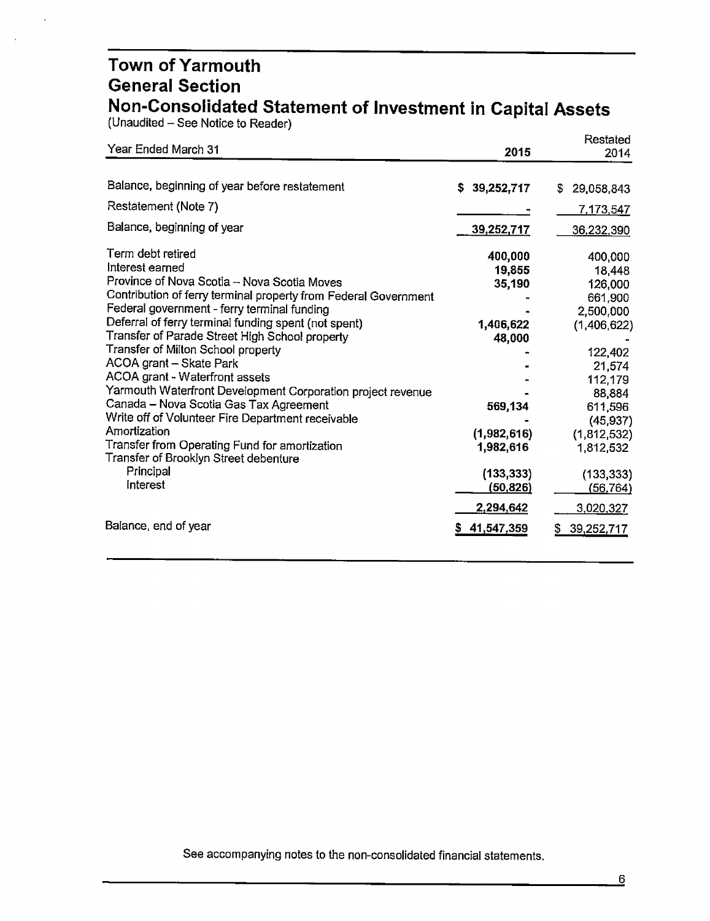# Town of Yarmouth
## General Section
## Non-Consolidated Statement of Investment in Capital Assets

(Unaudited – See Notice to Reader)

| Year Ended March 31 | 2015 | Restated 2014 |
|---|---|---|
| Balance, beginning of year before restatement | $ 39,252,717 | $ 29,058,843 |
| Restatement (Note 7) | - | 7,173,547 |
| Balance, beginning of year | 39,252,717 | 36,232,390 |
| Term debt retired | 400,000 | 400,000 |
| Interest earned | 19,855 | 18,448 |
| Province of Nova Scotia – Nova Scotia Moves | 35,190 | 126,000 |
| Contribution of ferry terminal property from Federal Government | - | 661,900 |
| Federal government - ferry terminal funding | - | 2,500,000 |
| Deferral of ferry terminal funding spent (not spent) | 1,406,622 | (1,406,622) |
| Transfer of Parade Street High School property | 48,000 | - |
| Transfer of Milton School property | - | 122,402 |
| ACOA grant – Skate Park | - | 21,574 |
| ACOA grant - Waterfront assets | - | 112,179 |
| Yarmouth Waterfront Development Corporation project revenue | - | 88,884 |
| Canada – Nova Scotia Gas Tax Agreement | 569,134 | 611,596 |
| Write off of Volunteer Fire Department receivable | - | (45,937) |
| Amortization | (1,982,616) | (1,812,532) |
| Transfer from Operating Fund for amortization | 1,982,616 | 1,812,532 |
| Transfer of Brooklyn Street debenture | | |
| Principal | (133,333) | (133,333) |
| Interest | (50,826) | (56,764) |
| | 2,294,642 | 3,020,327 |
| Balance, end of year | $ 41,547,359 | $ 39,252,717 |

See accompanying notes to the non-consolidated financial statements.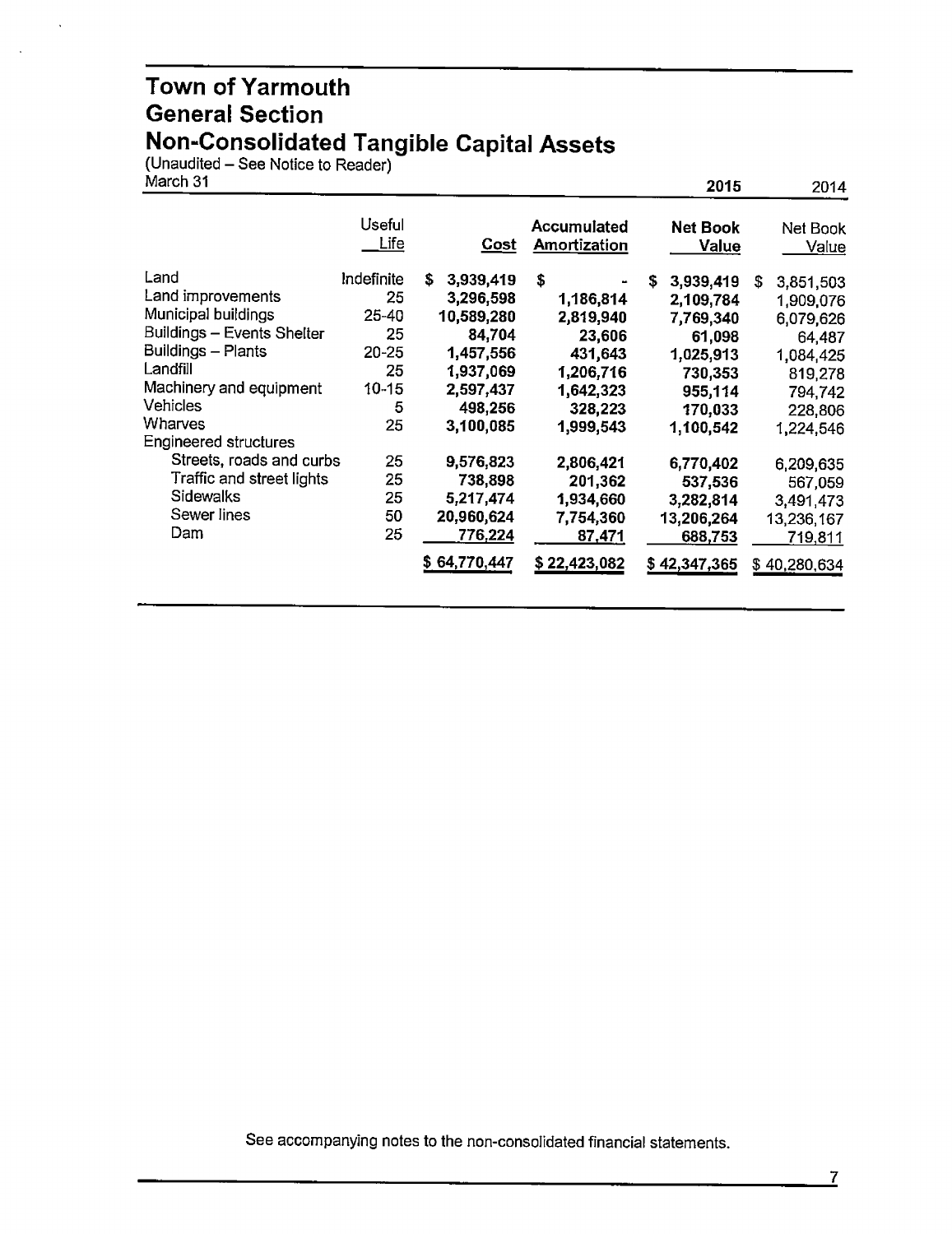# Town of Yarmouth
# General Section
# Non-Consolidated Tangible Capital Assets

(Unaudited – See Notice to Reader)

March 31

| | Useful Life | Cost | Accumulated Amortization | 2015 Net Book Value | 2014 Net Book Value |
|---|---|---|---|---|---|
| Land | Indefinite | $ 3,939,419 | $ - | $ 3,939,419 | $ 3,851,503 |
| Land improvements | 25 | 3,296,598 | 1,186,814 | 2,109,784 | 1,909,076 |
| Municipal buildings | 25-40 | 10,589,280 | 2,819,940 | 7,769,340 | 6,079,626 |
| Buildings – Events Shelter | 25 | 84,704 | 23,606 | 61,098 | 64,487 |
| Buildings – Plants | 20-25 | 1,457,556 | 431,643 | 1,025,913 | 1,084,425 |
| Landfill | 25 | 1,937,069 | 1,206,716 | 730,353 | 819,278 |
| Machinery and equipment | 10-15 | 2,597,437 | 1,642,323 | 955,114 | 794,742 |
| Vehicles | 5 | 498,256 | 328,223 | 170,033 | 228,806 |
| Wharves | 25 | 3,100,085 | 1,999,543 | 1,100,542 | 1,224,546 |
| Engineered structures | | | | | |
| Streets, roads and curbs | 25 | 9,576,823 | 2,806,421 | 6,770,402 | 6,209,635 |
| Traffic and street lights | 25 | 738,898 | 201,362 | 537,536 | 567,059 |
| Sidewalks | 25 | 5,217,474 | 1,934,660 | 3,282,814 | 3,491,473 |
| Sewer lines | 50 | 20,960,624 | 7,754,360 | 13,206,264 | 13,236,167 |
| Dam | 25 | 776,224 | 87,471 | 688,753 | 719,811 |
| | | $ 64,770,447 | $ 22,423,082 | $ 42,347,365 | $ 40,280,634 |

See accompanying notes to the non-consolidated financial statements.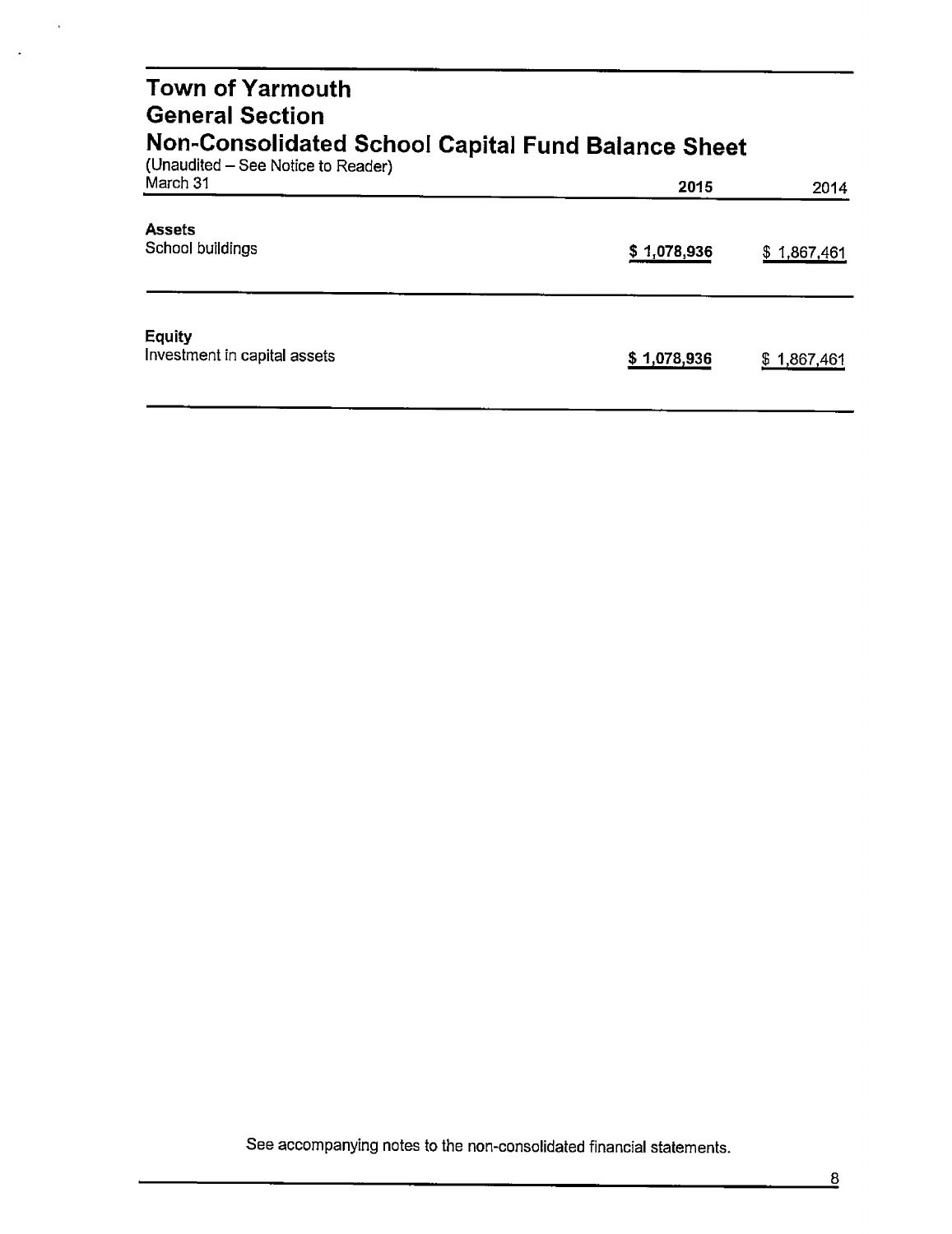# Town of Yarmouth
## General Section
## Non-Consolidated School Capital Fund Balance Sheet

(Unaudited – See Notice to Reader)

| March 31 | 2015 | 2014 |
|---|---|---|
| **Assets** | | |
| School buildings | **$ 1,078,936** | $ 1,867,461 |
| **Equity** | | |
| Investment in capital assets | **$ 1,078,936** | $ 1,867,461 |

See accompanying notes to the non-consolidated financial statements.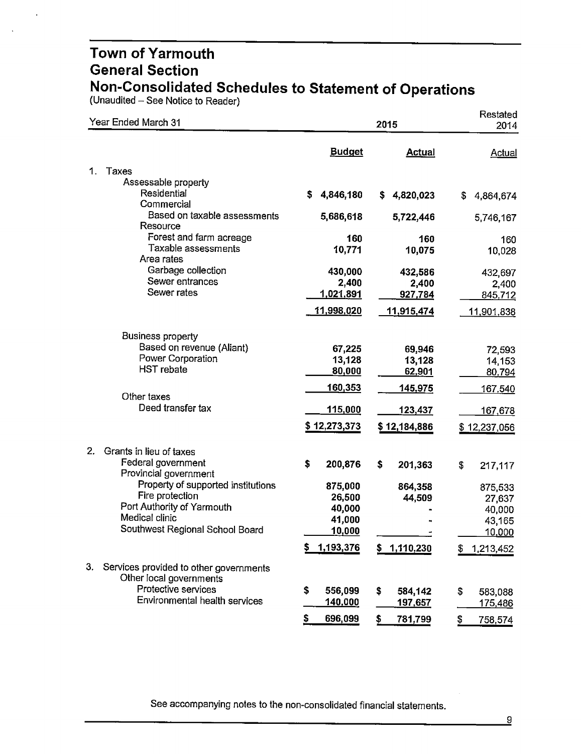# Town of Yarmouth
## General Section
## Non-Consolidated Schedules to Statement of Operations

(Unaudited – See Notice to Reader)

| Year Ended March 31 | 2015 Budget | 2015 Actual | Restated 2014 Actual |
|---|---|---|---|
| **1. Taxes** | | | |
| Assessable property | | | |
| Residential | $ 4,846,180 | $ 4,820,023 | $ 4,864,674 |
| Commercial | | | |
| Based on taxable assessments | 5,686,618 | 5,722,446 | 5,746,167 |
| Resource | | | |
| Forest and farm acreage | 160 | 160 | 160 |
| Taxable assessments | 10,771 | 10,075 | 10,028 |
| Area rates | | | |
| Garbage collection | 430,000 | 432,586 | 432,697 |
| Sewer entrances | 2,400 | 2,400 | 2,400 |
| Sewer rates | 1,021,891 | 927,784 | 845,712 |
| | 11,998,020 | 11,915,474 | 11,901,838 |
| Business property | | | |
| Based on revenue (Aliant) | 67,225 | 69,946 | 72,593 |
| Power Corporation | 13,128 | 13,128 | 14,153 |
| HST rebate | 80,000 | 62,901 | 80,794 |
| | 160,353 | 145,975 | 167,540 |
| Other taxes | | | |
| Deed transfer tax | 115,000 | 123,437 | 167,678 |
| | $ 12,273,373 | $ 12,184,886 | $ 12,237,056 |
| **2. Grants in lieu of taxes** | | | |
| Federal government | $ 200,876 | $ 201,363 | $ 217,117 |
| Provincial government | | | |
| Property of supported institutions | 875,000 | 864,358 | 875,533 |
| Fire protection | 26,500 | 44,509 | 27,637 |
| Port Authority of Yarmouth | 40,000 | - | 40,000 |
| Medical clinic | 41,000 | - | 43,165 |
| Southwest Regional School Board | 10,000 | - | 10,000 |
| | $ 1,193,376 | $ 1,110,230 | $ 1,213,452 |
| **3. Services provided to other governments** | | | |
| Other local governments | | | |
| Protective services | $ 556,099 | $ 584,142 | $ 583,088 |
| Environmental health services | 140,000 | 197,657 | 175,486 |
| | $ 696,099 | $ 781,799 | $ 758,574 |

See accompanying notes to the non-consolidated financial statements.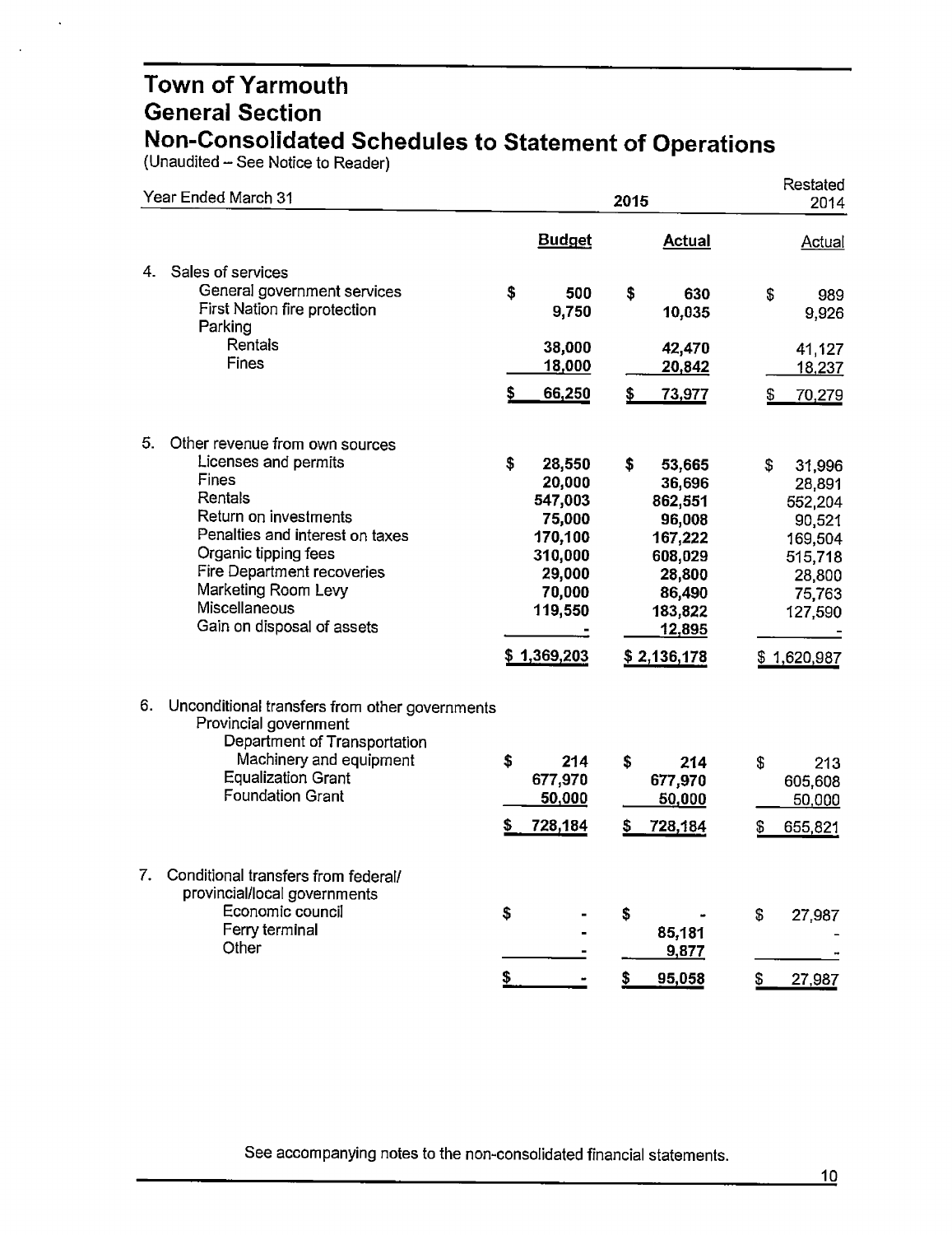# Town of Yarmouth
## General Section
## Non-Consolidated Schedules to Statement of Operations

(Unaudited – See Notice to Reader)

| Year Ended March 31 | 2015 Budget | 2015 Actual | Restated 2014 Actual |
|---|---|---|---|
| **4. Sales of services** | | | |
| General government services | $ 500 | $ 630 | $ 989 |
| First Nation fire protection | 9,750 | 10,035 | 9,926 |
| Parking | | | |
| Rentals | 38,000 | 42,470 | 41,127 |
| Fines | 18,000 | 20,842 | 18,237 |
| | $ 66,250 | $ 73,977 | $ 70,279 |
| **5. Other revenue from own sources** | | | |
| Licenses and permits | $ 28,550 | $ 53,665 | $ 31,996 |
| Fines | 20,000 | 36,696 | 28,891 |
| Rentals | 547,003 | 862,551 | 552,204 |
| Return on investments | 75,000 | 96,008 | 90,521 |
| Penalties and interest on taxes | 170,100 | 167,222 | 169,504 |
| Organic tipping fees | 310,000 | 608,029 | 515,718 |
| Fire Department recoveries | 29,000 | 28,800 | 28,800 |
| Marketing Room Levy | 70,000 | 86,490 | 75,763 |
| Miscellaneous | 119,550 | 183,822 | 127,590 |
| Gain on disposal of assets | - | 12,895 | - |
| | $ 1,369,203 | $ 2,136,178 | $ 1,620,987 |
| **6. Unconditional transfers from other governments** | | | |
| Provincial government | | | |
| Department of Transportation | | | |
| Machinery and equipment | $ 214 | $ 214 | $ 213 |
| Equalization Grant | 677,970 | 677,970 | 605,608 |
| Foundation Grant | 50,000 | 50,000 | 50,000 |
| | $ 728,184 | $ 728,184 | $ 655,821 |
| **7. Conditional transfers from federal/provincial/local governments** | | | |
| Economic council | $ - | $ - | $ 27,987 |
| Ferry terminal | - | 85,181 | - |
| Other | - | 9,877 | - |
| | $ - | $ 95,058 | $ 27,987 |

See accompanying notes to the non-consolidated financial statements.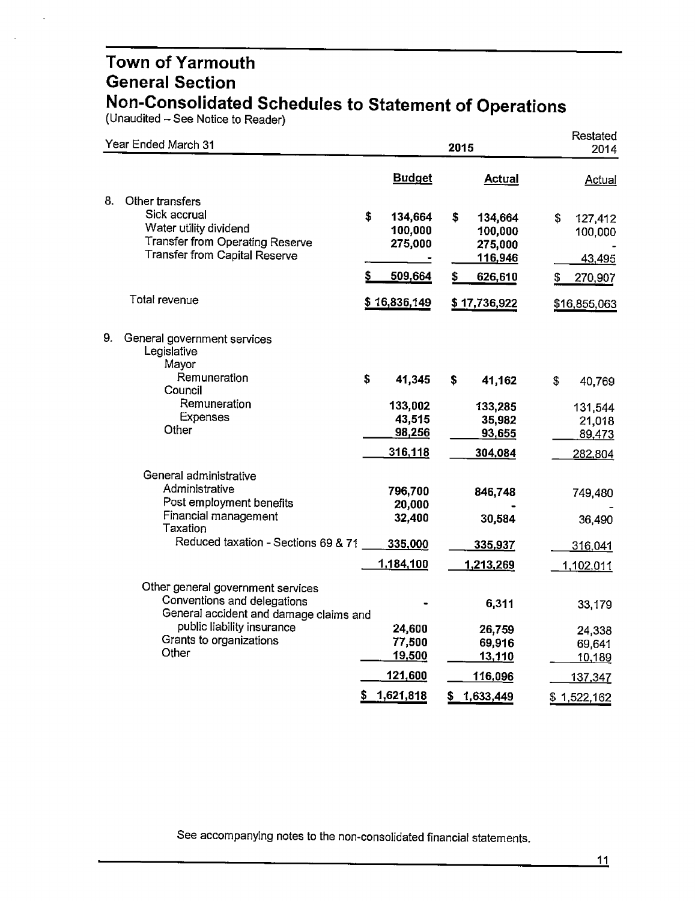# Town of Yarmouth
## General Section
## Non-Consolidated Schedules to Statement of Operations

(Unaudited – See Notice to Reader)

| Year Ended March 31 | 2015 Budget | 2015 Actual | Restated 2014 Actual |
|---|---|---|---|
| **8. Other transfers** | | | |
| Sick accrual | $ 134,664 | $ 134,664 | $ 127,412 |
| Water utility dividend | 100,000 | 100,000 | 100,000 |
| Transfer from Operating Reserve | 275,000 | 275,000 | - |
| Transfer from Capital Reserve | - | 116,946 | 43,495 |
| | $ 509,664 | $ 626,610 | $ 270,907 |
| Total revenue | $ 16,836,149 | $ 17,736,922 | $16,855,063 |
| **9. General government services** | | | |
| Legislative | | | |
| Mayor | | | |
| Remuneration | $ 41,345 | $ 41,162 | $ 40,769 |
| Council | | | |
| Remuneration | 133,002 | 133,285 | 131,544 |
| Expenses | 43,515 | 35,982 | 21,018 |
| Other | 98,256 | 93,655 | 89,473 |
| | 316,118 | 304,084 | 282,804 |
| General administrative | | | |
| Administrative | 796,700 | 846,748 | 749,480 |
| Post employment benefits | 20,000 | - | - |
| Financial management | 32,400 | 30,584 | 36,490 |
| Taxation | | | |
| Reduced taxation - Sections 69 & 71 | 335,000 | 335,937 | 316,041 |
| | 1,184,100 | 1,213,269 | 1,102,011 |
| Other general government services | | | |
| Conventions and delegations | - | 6,311 | 33,179 |
| General accident and damage claims and public liability insurance | 24,600 | 26,759 | 24,338 |
| Grants to organizations | 77,500 | 69,916 | 69,641 |
| Other | 19,500 | 13,110 | 10,189 |
| | 121,600 | 116,096 | 137,347 |
| | $ 1,621,818 | $ 1,633,449 | $ 1,522,162 |

See accompanying notes to the non-consolidated financial statements.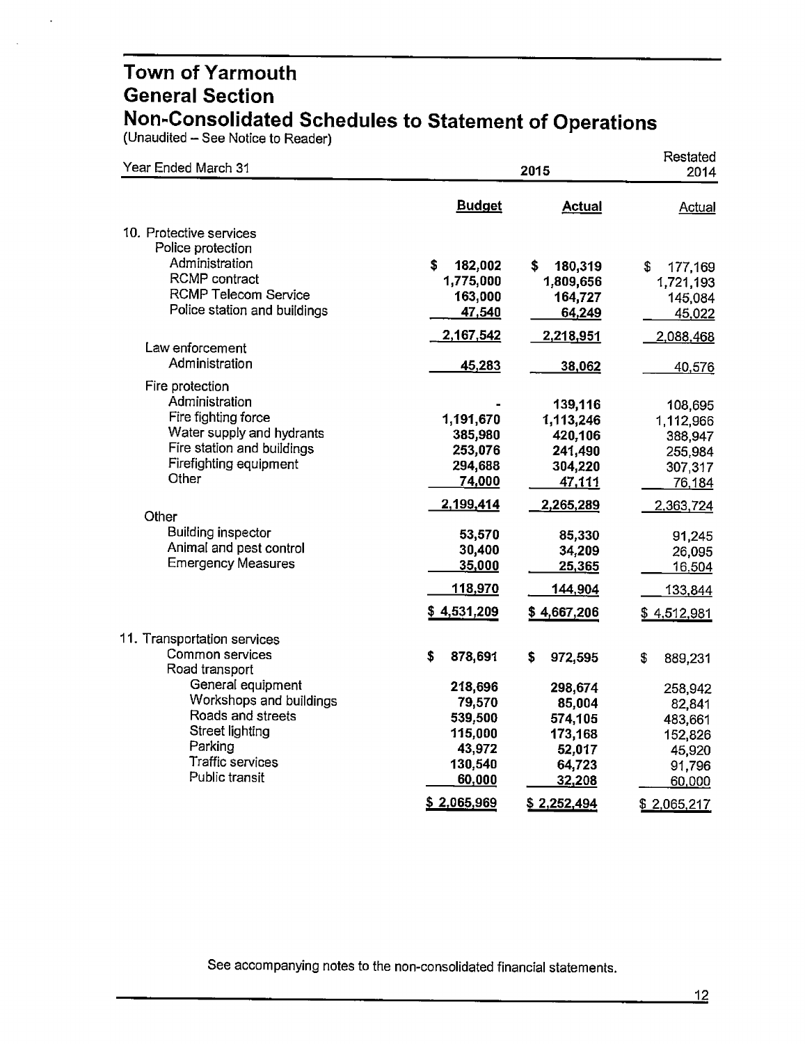# Town of Yarmouth
## General Section
## Non-Consolidated Schedules to Statement of Operations

(Unaudited – See Notice to Reader)

| Year Ended March 31 | 2015 Budget | 2015 Actual | Restated 2014 Actual |
|---|---|---|---|
| **10. Protective services** | | | |
| Police protection | | | |
| Administration | $ 182,002 | $ 180,319 | $ 177,169 |
| RCMP contract | 1,775,000 | 1,809,656 | 1,721,193 |
| RCMP Telecom Service | 163,000 | 164,727 | 145,084 |
| Police station and buildings | 47,540 | 64,249 | 45,022 |
| | 2,167,542 | 2,218,951 | 2,088,468 |
| Law enforcement | | | |
| Administration | 45,283 | 38,062 | 40,576 |
| Fire protection | | | |
| Administration | - | 139,116 | 108,695 |
| Fire fighting force | 1,191,670 | 1,113,246 | 1,112,966 |
| Water supply and hydrants | 385,980 | 420,106 | 388,947 |
| Fire station and buildings | 253,076 | 241,490 | 255,984 |
| Firefighting equipment | 294,688 | 304,220 | 307,317 |
| Other | 74,000 | 47,111 | 76,184 |
| | 2,199,414 | 2,265,289 | 2,363,724 |
| Other | | | |
| Building inspector | 53,570 | 85,330 | 91,245 |
| Animal and pest control | 30,400 | 34,209 | 26,095 |
| Emergency Measures | 35,000 | 25,365 | 16,504 |
| | 118,970 | 144,904 | 133,844 |
| | $ 4,531,209 | $ 4,667,206 | $ 4,512,981 |
| **11. Transportation services** | | | |
| Common services | $ 878,691 | $ 972,595 | $ 889,231 |
| Road transport | | | |
| General equipment | 218,696 | 298,674 | 258,942 |
| Workshops and buildings | 79,570 | 85,004 | 82,841 |
| Roads and streets | 539,500 | 574,105 | 483,661 |
| Street lighting | 115,000 | 173,168 | 152,826 |
| Parking | 43,972 | 52,017 | 45,920 |
| Traffic services | 130,540 | 64,723 | 91,796 |
| Public transit | 60,000 | 32,208 | 60,000 |
| | $ 2,065,969 | $ 2,252,494 | $ 2,065,217 |

See accompanying notes to the non-consolidated financial statements.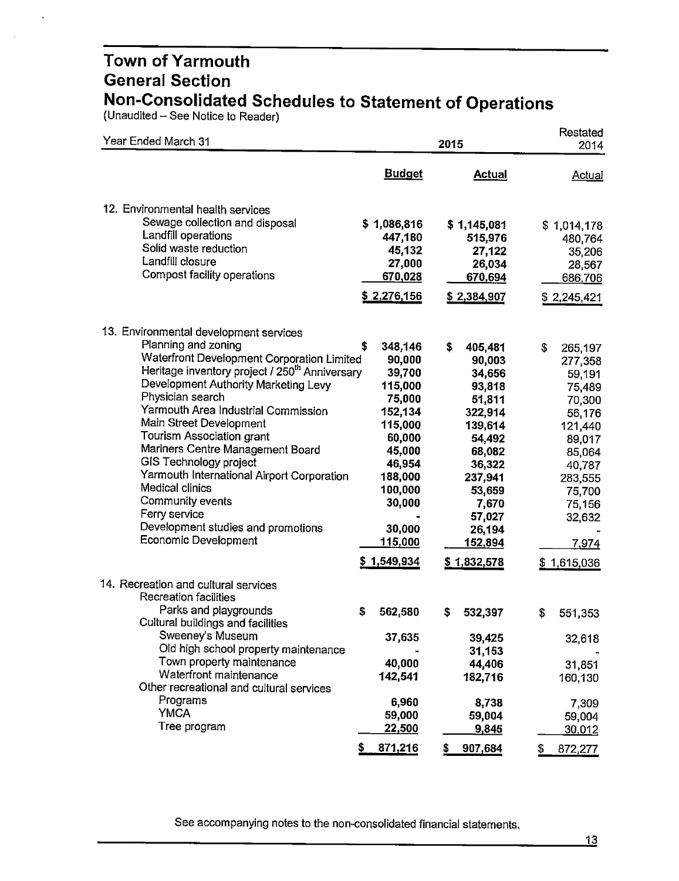# Town of Yarmouth
## General Section
## Non-Consolidated Schedules to Statement of Operations

(Unaudited – See Notice to Reader)

| Year Ended March 31 | 2015 Budget | 2015 Actual | Restated 2014 Actual |
|---|---|---|---|
| **12. Environmental health services** | | | |
| Sewage collection and disposal | $ 1,086,816 | $ 1,145,081 | $ 1,014,178 |
| Landfill operations | 447,180 | 515,976 | 480,764 |
| Solid waste reduction | 45,132 | 27,122 | 35,206 |
| Landfill closure | 27,000 | 26,034 | 28,567 |
| Compost facility operations | 670,028 | 670,694 | 686,706 |
| | $ 2,276,156 | $ 2,384,907 | $ 2,245,421 |
| **13. Environmental development services** | | | |
| Planning and zoning | $ 348,146 | $ 405,481 | $ 265,197 |
| Waterfront Development Corporation Limited | 90,000 | 90,003 | 277,358 |
| Heritage inventory project / 250th Anniversary | 39,700 | 34,656 | 59,191 |
| Development Authority Marketing Levy | 115,000 | 93,818 | 75,489 |
| Physician search | 75,000 | 51,811 | 70,300 |
| Yarmouth Area Industrial Commission | 152,134 | 322,914 | 56,176 |
| Main Street Development | 115,000 | 139,614 | 121,440 |
| Tourism Association grant | 60,000 | 54,492 | 89,017 |
| Mariners Centre Management Board | 45,000 | 68,082 | 85,064 |
| GIS Technology project | 46,954 | 36,322 | 40,787 |
| Yarmouth International Airport Corporation | 188,000 | 237,941 | 283,555 |
| Medical clinics | 100,000 | 53,659 | 75,700 |
| Community events | 30,000 | 7,670 | 75,156 |
| Ferry service | - | 57,027 | 32,632 |
| Development studies and promotions | 30,000 | 26,194 | - |
| Economic Development | 115,000 | 152,894 | 7,974 |
| | $ 1,549,934 | $ 1,832,578 | $ 1,615,036 |
| **14. Recreation and cultural services** | | | |
| Recreation facilities | | | |
| Parks and playgrounds | $ 562,580 | $ 532,397 | $ 551,353 |
| Cultural buildings and facilities | | | |
| Sweeney's Museum | 37,635 | 39,425 | 32,618 |
| Old high school property maintenance | - | 31,153 | - |
| Town property maintenance | 40,000 | 44,406 | 31,851 |
| Waterfront maintenance | 142,541 | 182,716 | 160,130 |
| Other recreational and cultural services | | | |
| Programs | 6,960 | 8,738 | 7,309 |
| YMCA | 59,000 | 59,004 | 59,004 |
| Tree program | 22,500 | 9,845 | 30,012 |
| | $ 871,216 | $ 907,684 | $ 872,277 |

See accompanying notes to the non-consolidated financial statements.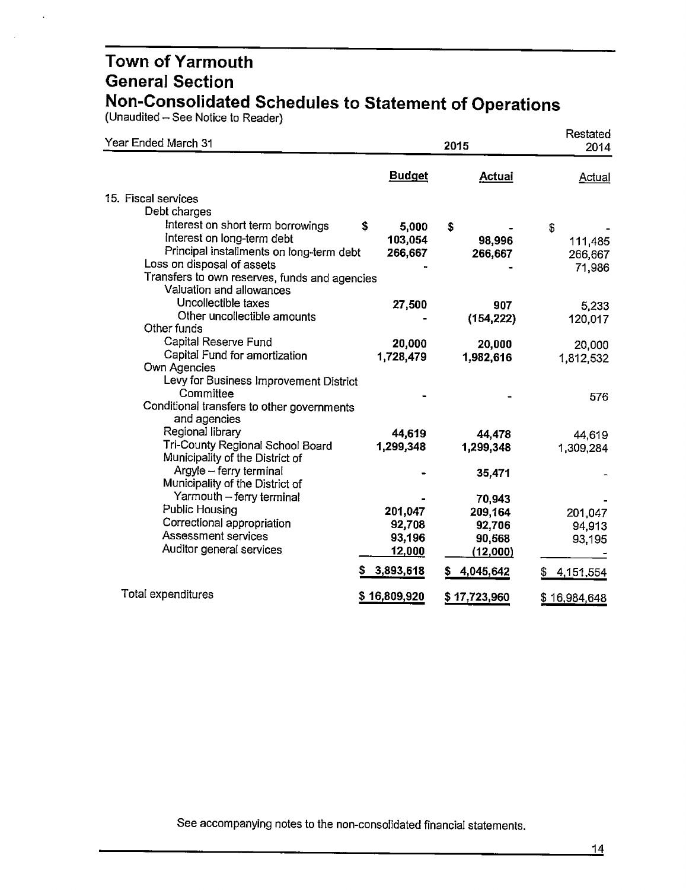# Town of Yarmouth
## General Section
## Non-Consolidated Schedules to Statement of Operations

(Unaudited – See Notice to Reader)

| Year Ended March 31 | 2015 Budget | 2015 Actual | Restated 2014 Actual |
|---|---|---|---|
| **15. Fiscal services** | | | |
| Debt charges | | | |
| Interest on short term borrowings | $ 5,000 | $ - | $ - |
| Interest on long-term debt | 103,054 | 98,996 | 111,485 |
| Principal installments on long-term debt | 266,667 | 266,667 | 266,667 |
| Loss on disposal of assets | - | - | 71,986 |
| Transfers to own reserves, funds and agencies | | | |
| Valuation and allowances | | | |
| Uncollectible taxes | 27,500 | 907 | 5,233 |
| Other uncollectible amounts | - | (154,222) | 120,017 |
| Other funds | | | |
| Capital Reserve Fund | 20,000 | 20,000 | 20,000 |
| Capital Fund for amortization | 1,728,479 | 1,982,616 | 1,812,532 |
| Own Agencies | | | |
| Levy for Business Improvement District Committee | - | - | 576 |
| Conditional transfers to other governments and agencies | | | |
| Regional library | 44,619 | 44,478 | 44,619 |
| Tri-County Regional School Board | 1,299,348 | 1,299,348 | 1,309,284 |
| Municipality of the District of Argyle – ferry terminal | - | 35,471 | - |
| Municipality of the District of Yarmouth – ferry terminal | - | 70,943 | - |
| Public Housing | 201,047 | 209,164 | 201,047 |
| Correctional appropriation | 92,708 | 92,706 | 94,913 |
| Assessment services | 93,196 | 90,568 | 93,195 |
| Auditor general services | 12,000 | (12,000) | - |
| | $ 3,893,618 | $ 4,045,642 | $ 4,151,554 |
| Total expenditures | $ 16,809,920 | $ 17,723,960 | $ 16,984,648 |

See accompanying notes to the non-consolidated financial statements.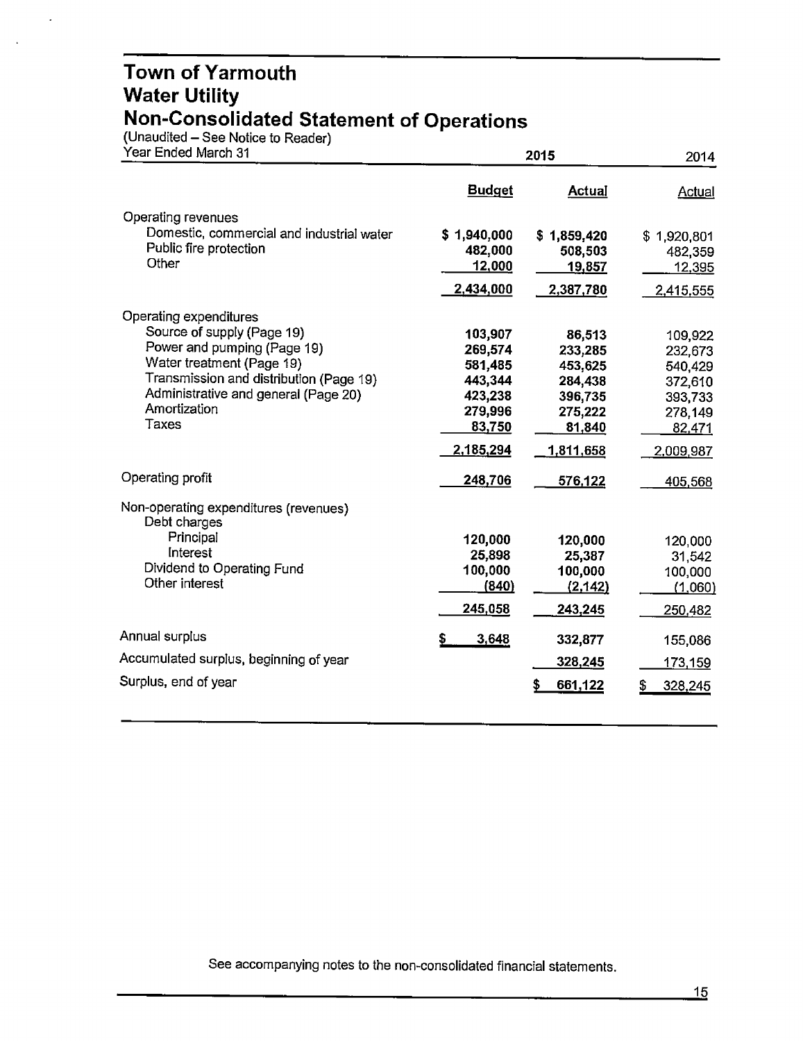# Town of Yarmouth
# Water Utility
# Non-Consolidated Statement of Operations

(Unaudited – See Notice to Reader)

| Year Ended March 31 | 2015 Budget | 2015 Actual | 2014 Actual |
|---|---|---|---|
| **Operating revenues** | | | |
| Domestic, commercial and industrial water | $ 1,940,000 | $ 1,859,420 | $ 1,920,801 |
| Public fire protection | 482,000 | 508,503 | 482,359 |
| Other | 12,000 | 19,857 | 12,395 |
| | 2,434,000 | 2,387,780 | 2,415,555 |
| **Operating expenditures** | | | |
| Source of supply (Page 19) | 103,907 | 86,513 | 109,922 |
| Power and pumping (Page 19) | 269,574 | 233,285 | 232,673 |
| Water treatment (Page 19) | 581,485 | 453,625 | 540,429 |
| Transmission and distribution (Page 19) | 443,344 | 284,438 | 372,610 |
| Administrative and general (Page 20) | 423,238 | 396,735 | 393,733 |
| Amortization | 279,996 | 275,222 | 278,149 |
| Taxes | 83,750 | 81,840 | 82,471 |
| | 2,185,294 | 1,811,658 | 2,009,987 |
| **Operating profit** | 248,706 | 576,122 | 405,568 |
| **Non-operating expenditures (revenues)** | | | |
| Debt charges | | | |
| Principal | 120,000 | 120,000 | 120,000 |
| Interest | 25,898 | 25,387 | 31,542 |
| Dividend to Operating Fund | 100,000 | 100,000 | 100,000 |
| Other interest | (840) | (2,142) | (1,060) |
| | 245,058 | 243,245 | 250,482 |
| **Annual surplus** | $ 3,648 | 332,877 | 155,086 |
| **Accumulated surplus, beginning of year** | | 328,245 | 173,159 |
| **Surplus, end of year** | | $ 661,122 | $ 328,245 |

See accompanying notes to the non-consolidated financial statements.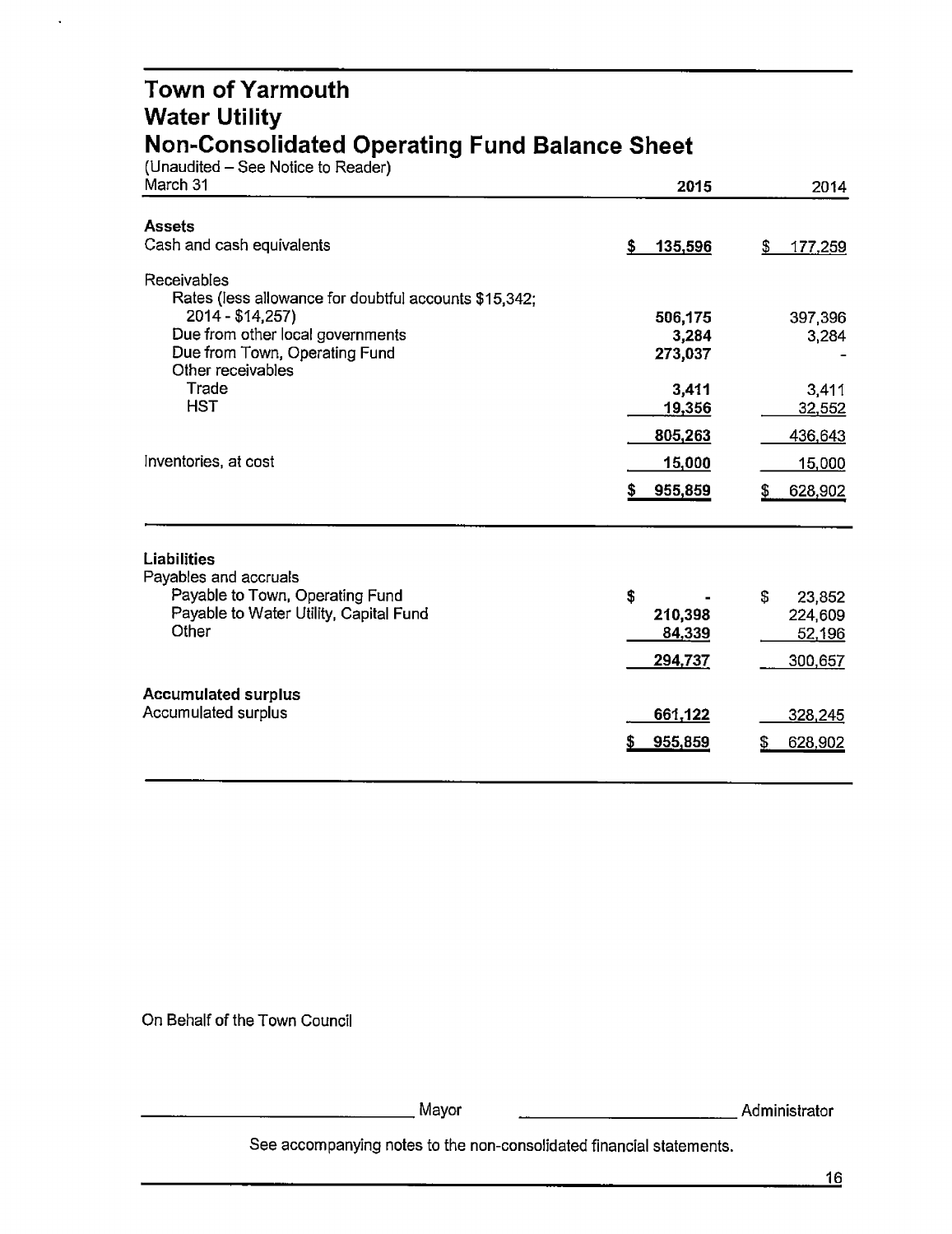# Town of Yarmouth
## Water Utility
## Non-Consolidated Operating Fund Balance Sheet

(Unaudited – See Notice to Reader)

| March 31 | 2015 | 2014 |
|---|---|---|
| **Assets** | | |
| Cash and cash equivalents | $ 135,596 | $ 177,259 |
| Receivables | | |
| Rates (less allowance for doubtful accounts $15,342; 2014 - $14,257) | 506,175 | 397,396 |
| Due from other local governments | 3,284 | 3,284 |
| Due from Town, Operating Fund | 273,037 | - |
| Other receivables | | |
| Trade | 3,411 | 3,411 |
| HST | 19,356 | 32,552 |
| | 805,263 | 436,643 |
| Inventories, at cost | 15,000 | 15,000 |
| | $ 955,859 | $ 628,902 |
| **Liabilities** | | |
| Payables and accruals | | |
| Payable to Town, Operating Fund | $ - | $ 23,852 |
| Payable to Water Utility, Capital Fund | 210,398 | 224,609 |
| Other | 84,339 | 52,196 |
| | 294,737 | 300,657 |
| **Accumulated surplus** | | |
| Accumulated surplus | 661,122 | 328,245 |
| | $ 955,859 | $ 628,902 |

On Behalf of the Town Council

\_\_\_\_\_\_\_\_\_\_\_\_\_\_\_\_\_\_\_\_ Mayor \_\_\_\_\_\_\_\_\_\_\_\_\_\_\_\_\_\_\_\_ Administrator

See accompanying notes to the non-consolidated financial statements.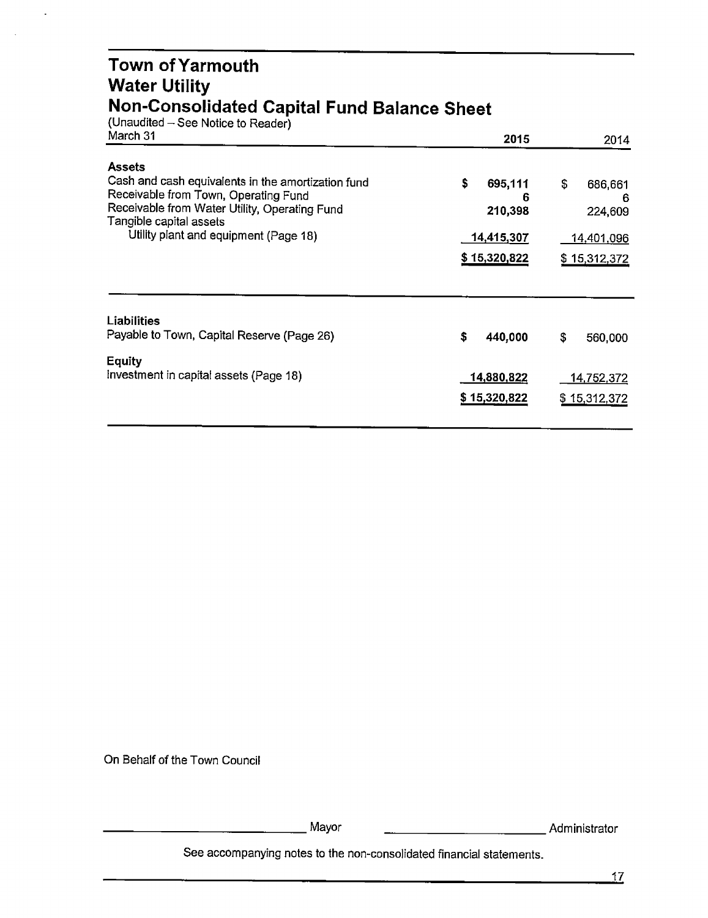# Town of Yarmouth
## Water Utility
## Non-Consolidated Capital Fund Balance Sheet

(Unaudited – See Notice to Reader)

| March 31 | 2015 | 2014 |
|---|---|---|
| **Assets** | | |
| Cash and cash equivalents in the amortization fund | $ 695,111 | $ 686,661 |
| Receivable from Town, Operating Fund | 6 | 6 |
| Receivable from Water Utility, Operating Fund | 210,398 | 224,609 |
| Tangible capital assets | | |
| Utility plant and equipment (Page 18) | 14,415,307 | 14,401,096 |
| | $ 15,320,822 | $ 15,312,372 |
| **Liabilities** | | |
| Payable to Town, Capital Reserve (Page 26) | $ 440,000 | $ 560,000 |
| **Equity** | | |
| Investment in capital assets (Page 18) | 14,880,822 | 14,752,372 |
| | $ 15,320,822 | $ 15,312,372 |

On Behalf of the Town Council

\_\_\_\_\_\_\_\_\_\_\_\_\_\_\_\_\_\_\_\_\_\_\_\_ Mayor &nbsp;&nbsp;&nbsp;&nbsp; \_\_\_\_\_\_\_\_\_\_\_\_\_\_\_\_\_\_\_\_\_\_\_\_ Administrator

See accompanying notes to the non-consolidated financial statements.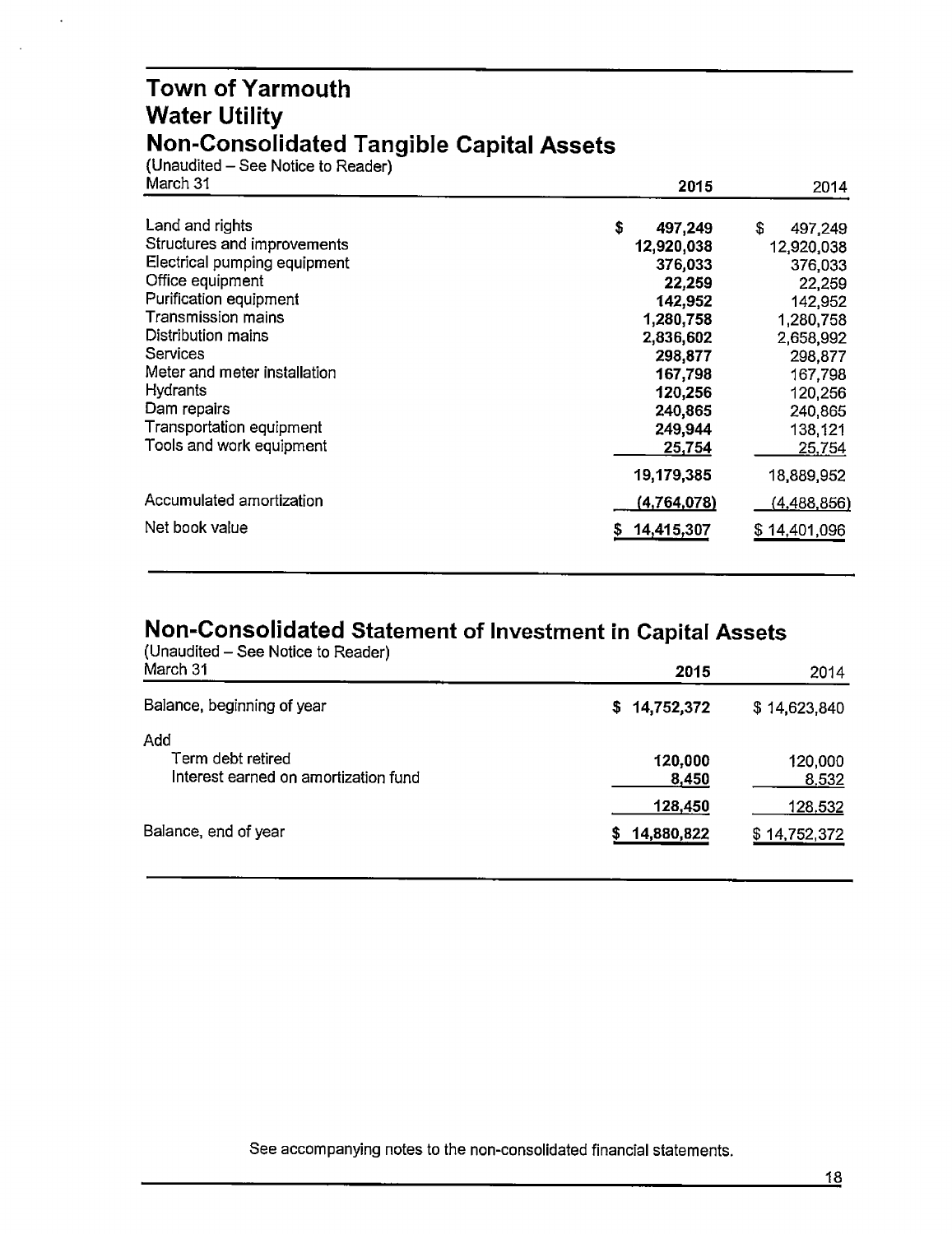# Town of Yarmouth
# Water Utility
# Non-Consolidated Tangible Capital Assets

(Unaudited – See Notice to Reader)

| March 31 | 2015 | 2014 |
|---|---|---|
| Land and rights | **$ 497,249** | $ 497,249 |
| Structures and improvements | **12,920,038** | 12,920,038 |
| Electrical pumping equipment | **376,033** | 376,033 |
| Office equipment | **22,259** | 22,259 |
| Purification equipment | **142,952** | 142,952 |
| Transmission mains | **1,280,758** | 1,280,758 |
| Distribution mains | **2,836,602** | 2,658,992 |
| Services | **298,877** | 298,877 |
| Meter and meter installation | **167,798** | 167,798 |
| Hydrants | **120,256** | 120,256 |
| Dam repairs | **240,865** | 240,865 |
| Transportation equipment | **249,944** | 138,121 |
| Tools and work equipment | **25,754** | 25,754 |
| | **19,179,385** | 18,889,952 |
| Accumulated amortization | **(4,764,078)** | (4,488,856) |
| Net book value | **$ 14,415,307** | $ 14,401,096 |

## Non-Consolidated Statement of Investment in Capital Assets

(Unaudited – See Notice to Reader)

| March 31 | 2015 | 2014 |
|---|---|---|
| Balance, beginning of year | **$ 14,752,372** | $ 14,623,840 |
| Add | | |
| Term debt retired | **120,000** | 120,000 |
| Interest earned on amortization fund | **8,450** | 8,532 |
| | **128,450** | 128,532 |
| Balance, end of year | **$ 14,880,822** | $ 14,752,372 |

See accompanying notes to the non-consolidated financial statements.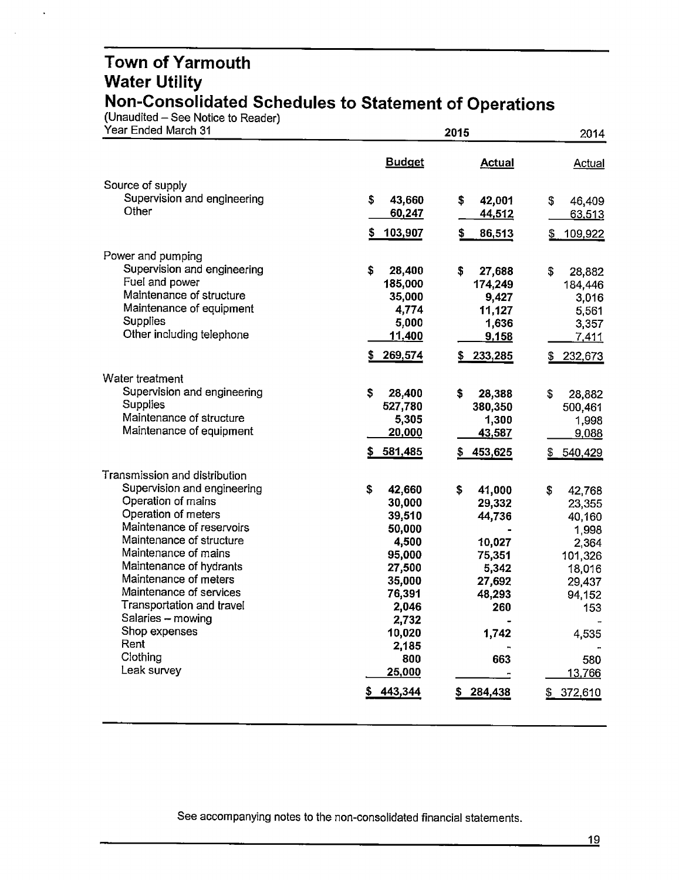# Town of Yarmouth
# Water Utility
# Non-Consolidated Schedules to Statement of Operations

(Unaudited – See Notice to Reader)

| Year Ended March 31 | 2015 Budget | 2015 Actual | 2014 Actual |
|---|---|---|---|
| **Source of supply** | | | |
| Supervision and engineering | $ 43,660 | $ 42,001 | $ 46,409 |
| Other | 60,247 | 44,512 | 63,513 |
| | $ 103,907 | $ 86,513 | $ 109,922 |
| **Power and pumping** | | | |
| Supervision and engineering | $ 28,400 | $ 27,688 | $ 28,882 |
| Fuel and power | 185,000 | 174,249 | 184,446 |
| Maintenance of structure | 35,000 | 9,427 | 3,016 |
| Maintenance of equipment | 4,774 | 11,127 | 5,561 |
| Supplies | 5,000 | 1,636 | 3,357 |
| Other including telephone | 11,400 | 9,158 | 7,411 |
| | $ 269,574 | $ 233,285 | $ 232,673 |
| **Water treatment** | | | |
| Supervision and engineering | $ 28,400 | $ 28,388 | $ 28,882 |
| Supplies | 527,780 | 380,350 | 500,461 |
| Maintenance of structure | 5,305 | 1,300 | 1,998 |
| Maintenance of equipment | 20,000 | 43,587 | 9,088 |
| | $ 581,485 | $ 453,625 | $ 540,429 |
| **Transmission and distribution** | | | |
| Supervision and engineering | $ 42,660 | $ 41,000 | $ 42,768 |
| Operation of mains | 30,000 | 29,332 | 23,355 |
| Operation of meters | 39,510 | 44,736 | 40,160 |
| Maintenance of reservoirs | 50,000 | - | 1,998 |
| Maintenance of structure | 4,500 | 10,027 | 2,364 |
| Maintenance of mains | 95,000 | 75,351 | 101,326 |
| Maintenance of hydrants | 27,500 | 5,342 | 18,016 |
| Maintenance of meters | 35,000 | 27,692 | 29,437 |
| Maintenance of services | 76,391 | 48,293 | 94,152 |
| Transportation and travel | 2,046 | 260 | 153 |
| Salaries – mowing | 2,732 | - | - |
| Shop expenses | 10,020 | 1,742 | 4,535 |
| Rent | 2,185 | - | - |
| Clothing | 800 | 663 | 580 |
| Leak survey | 25,000 | - | 13,766 |
| | $ 443,344 | $ 284,438 | $ 372,610 |

See accompanying notes to the non-consolidated financial statements.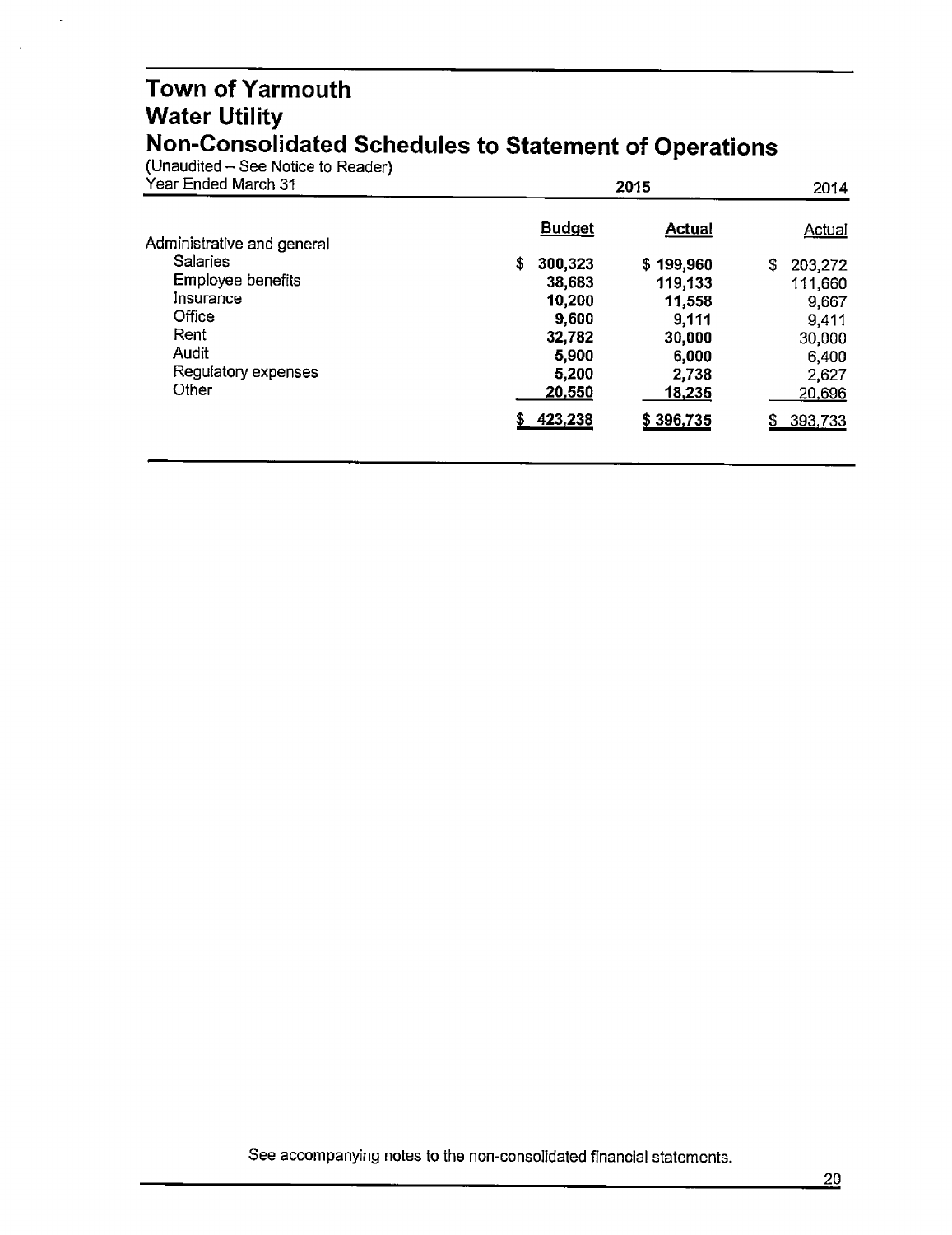# Town of Yarmouth
## Water Utility
## Non-Consolidated Schedules to Statement of Operations

(Unaudited – See Notice to Reader)

| Year Ended March 31 | 2015 | | 2014 |
|---|---|---|---|
| | **Budget** | **Actual** | Actual |
| Administrative and general | | | |
| Salaries | $ 300,323 | $ 199,960 | $ 203,272 |
| Employee benefits | 38,683 | 119,133 | 111,660 |
| Insurance | 10,200 | 11,558 | 9,667 |
| Office | 9,600 | 9,111 | 9,411 |
| Rent | 32,782 | 30,000 | 30,000 |
| Audit | 5,900 | 6,000 | 6,400 |
| Regulatory expenses | 5,200 | 2,738 | 2,627 |
| Other | 20,550 | 18,235 | 20,696 |
| | $ 423,238 | $ 396,735 | $ 393,733 |

See accompanying notes to the non-consolidated financial statements.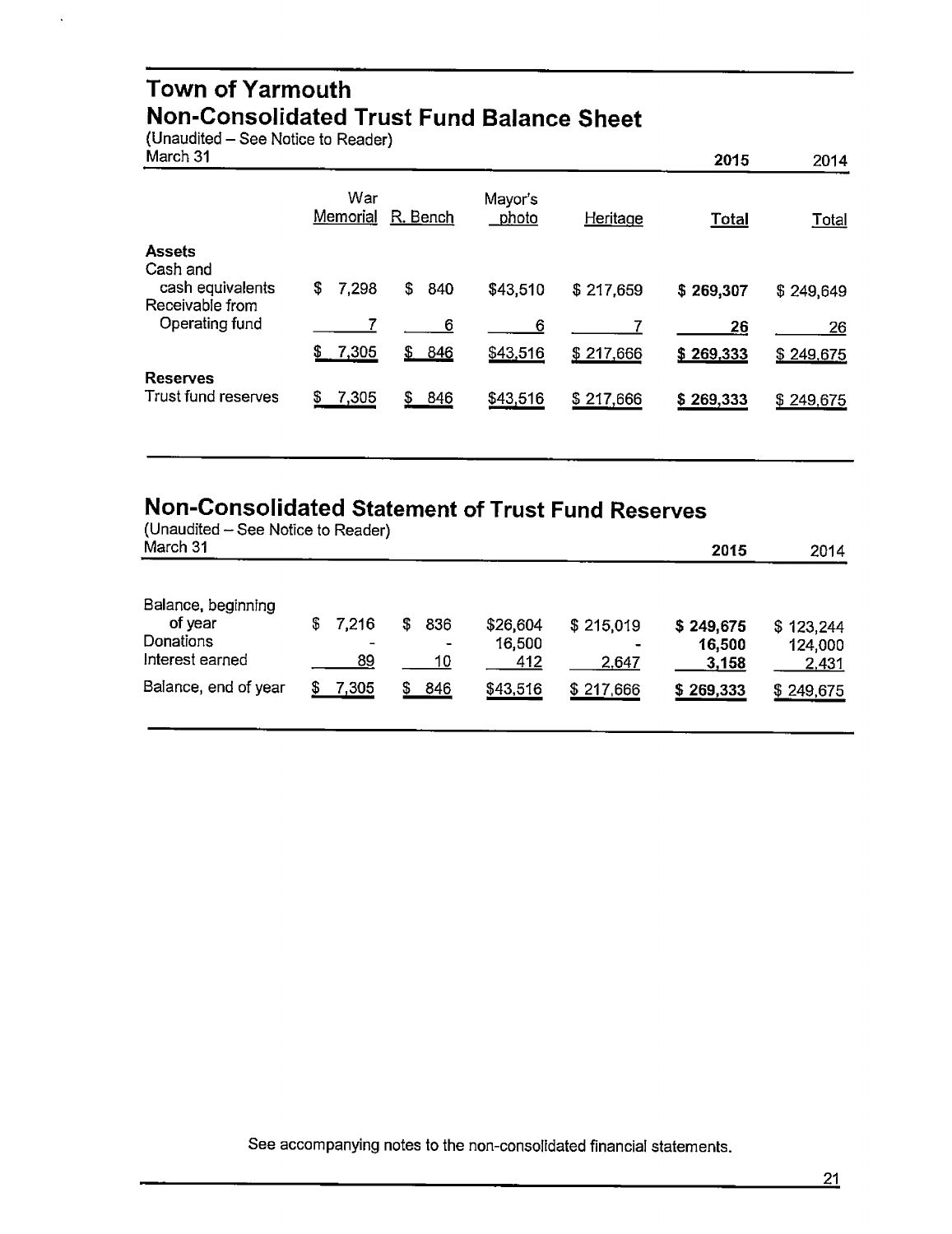# Town of Yarmouth

## Non-Consolidated Trust Fund Balance Sheet

(Unaudited – See Notice to Reader)

| March 31 | War Memorial | R. Bench | Mayor's photo | Heritage | 2015 Total | 2014 Total |
|---|---|---|---|---|---|---|
| **Assets** | | | | | | |
| Cash and cash equivalents | $ 7,298 | $ 840 | $43,510 | $ 217,659 | **$ 269,307** | $ 249,649 |
| Receivable from Operating fund | 7 | 6 | 6 | 7 | **26** | 26 |
| | $ 7,305 | $ 846 | $43,516 | $ 217,666 | **$ 269,333** | $ 249,675 |
| **Reserves** | | | | | | |
| Trust fund reserves | $ 7,305 | $ 846 | $43,516 | $ 217,666 | **$ 269,333** | $ 249,675 |

## Non-Consolidated Statement of Trust Fund Reserves

(Unaudited – See Notice to Reader)

| March 31 | War Memorial | R. Bench | Mayor's photo | Heritage | 2015 Total | 2014 Total |
|---|---|---|---|---|---|---|
| Balance, beginning of year | $ 7,216 | $ 836 | $26,604 | $ 215,019 | **$ 249,675** | $ 123,244 |
| Donations | - | - | 16,500 | - | **16,500** | 124,000 |
| Interest earned | 89 | 10 | 412 | 2,647 | **3,158** | 2,431 |
| Balance, end of year | $ 7,305 | $ 846 | $43,516 | $ 217,666 | **$ 269,333** | $ 249,675 |

See accompanying notes to the non-consolidated financial statements.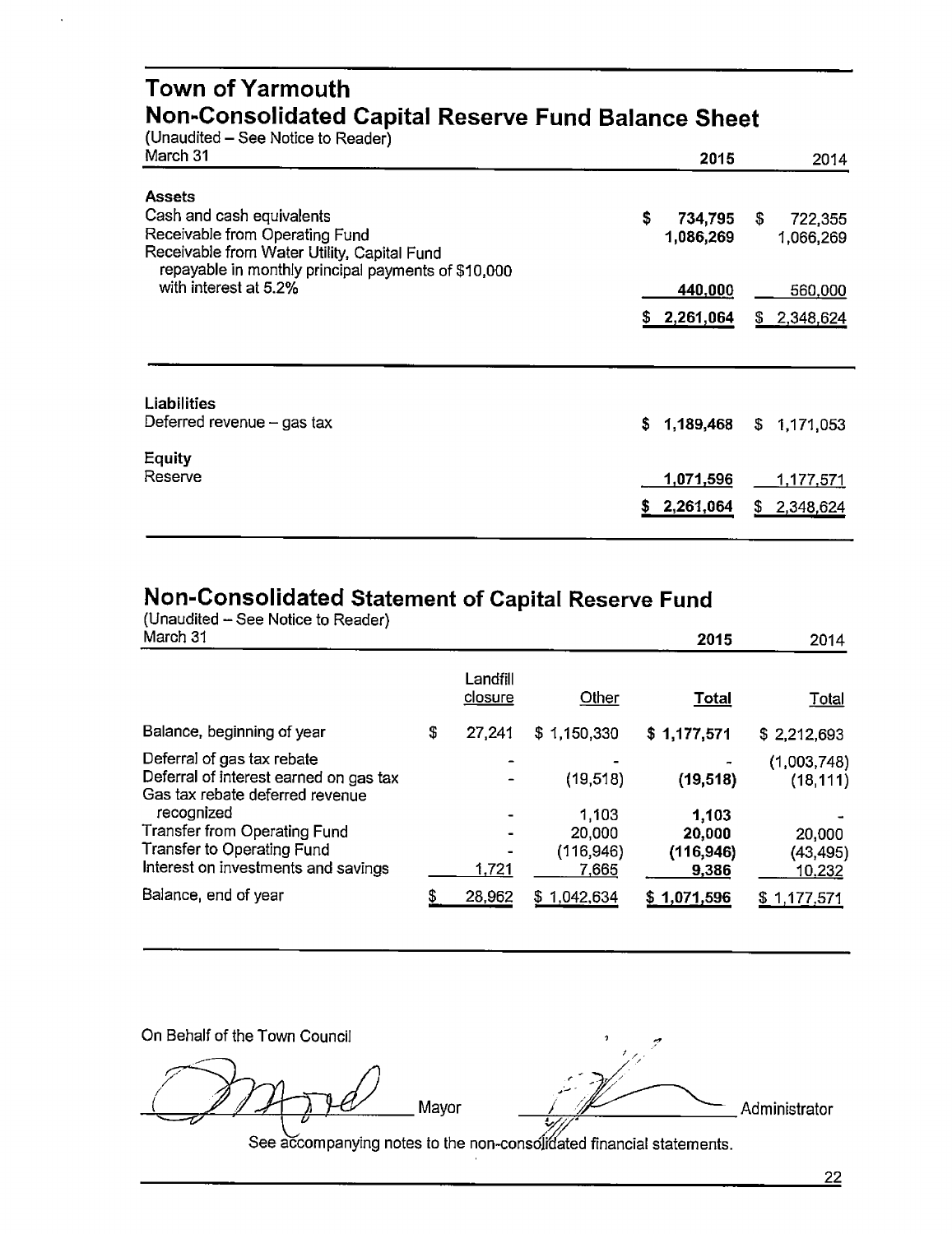# Town of Yarmouth

## Non-Consolidated Capital Reserve Fund Balance Sheet

(Unaudited – See Notice to Reader)

| March 31 | 2015 | 2014 |
|---|---|---|
| **Assets** | | |
| Cash and cash equivalents | $ 734,795 | $ 722,355 |
| Receivable from Operating Fund | 1,086,269 | 1,066,269 |
| Receivable from Water Utility, Capital Fund repayable in monthly principal payments of $10,000 with interest at 5.2% | 440,000 | 560,000 |
| | $ 2,261,064 | $ 2,348,624 |

| | 2015 | 2014 |
|---|---|---|
| **Liabilities** | | |
| Deferred revenue – gas tax | $ 1,189,468 | $ 1,171,053 |
| **Equity** | | |
| Reserve | 1,071,596 | 1,177,571 |
| | $ 2,261,064 | $ 2,348,624 |

## Non-Consolidated Statement of Capital Reserve Fund

(Unaudited – See Notice to Reader)

| March 31 | | | 2015 | 2014 |
|---|---|---|---|---|
| | Landfill closure | Other | Total | Total |
| Balance, beginning of year | $ 27,241 | $ 1,150,330 | $ 1,177,571 | $ 2,212,693 |
| Deferral of gas tax rebate | - | - | - | (1,003,748) |
| Deferral of interest earned on gas tax | - | (19,518) | (19,518) | (18,111) |
| Gas tax rebate deferred revenue recognized | - | 1,103 | 1,103 | - |
| Transfer from Operating Fund | - | 20,000 | 20,000 | 20,000 |
| Transfer to Operating Fund | - | (116,946) | (116,946) | (43,495) |
| Interest on investments and savings | 1,721 | 7,665 | 9,386 | 10,232 |
| Balance, end of year | $ 28,962 | $ 1,042,634 | $ 1,071,596 | $ 1,177,571 |

On Behalf of the Town Council

Mayor

Administrator

See accompanying notes to the non-consolidated financial statements.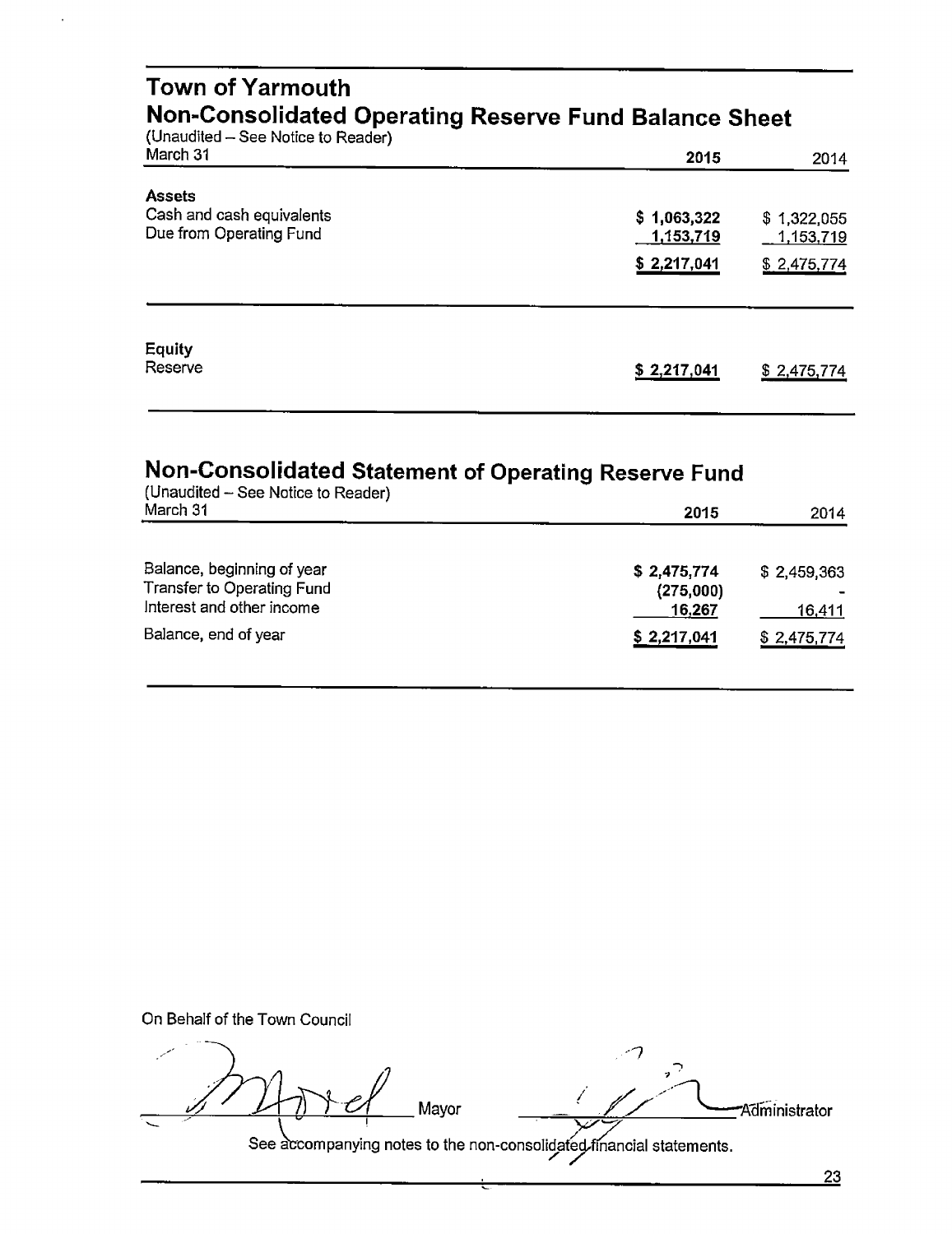# Town of Yarmouth

## Non-Consolidated Operating Reserve Fund Balance Sheet

(Unaudited – See Notice to Reader)

| March 31 | 2015 | 2014 |
|---|---|---|
| **Assets** | | |
| Cash and cash equivalents | $ 1,063,322 | $ 1,322,055 |
| Due from Operating Fund | 1,153,719 | 1,153,719 |
| | $ 2,217,041 | $ 2,475,774 |
| **Equity** | | |
| Reserve | $ 2,217,041 | $ 2,475,774 |

## Non-Consolidated Statement of Operating Reserve Fund

(Unaudited – See Notice to Reader)

| March 31 | 2015 | 2014 |
|---|---|---|
| Balance, beginning of year | $ 2,475,774 | $ 2,459,363 |
| Transfer to Operating Fund | (275,000) | - |
| Interest and other income | 16,267 | 16,411 |
| Balance, end of year | $ 2,217,041 | $ 2,475,774 |

On Behalf of the Town Council

Mayor　　　　　　　　　　Administrator

See accompanying notes to the non-consolidated financial statements.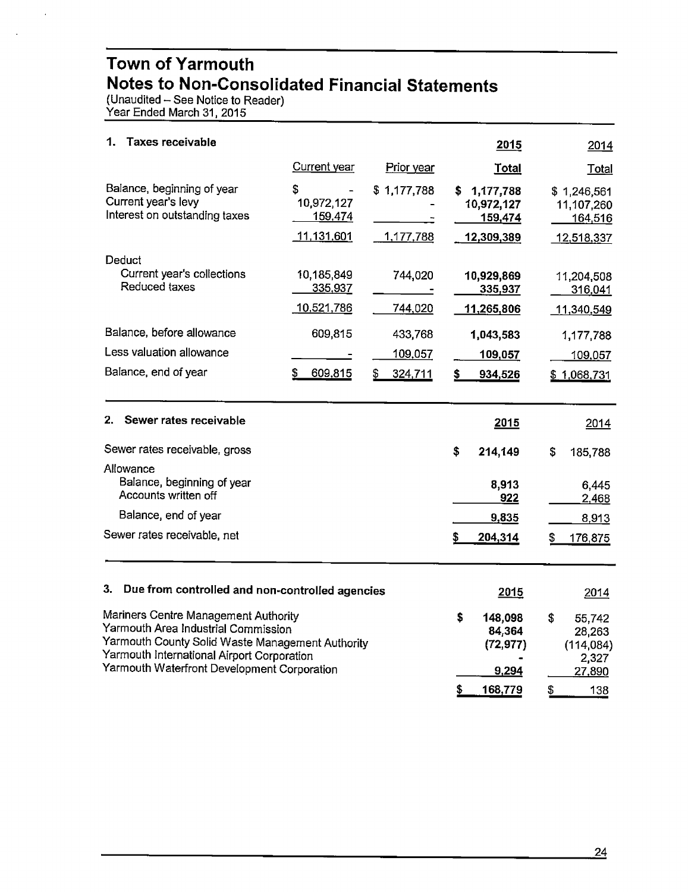# Town of Yarmouth
## Notes to Non-Consolidated Financial Statements
(Unaudited – See Notice to Reader)
Year Ended March 31, 2015

### 1. Taxes receivable

| | Current year | Prior year | 2015 Total | 2014 Total |
|---|---|---|---|---|
| Balance, beginning of year | $ - | $ 1,177,788 | **$ 1,177,788** | $ 1,246,561 |
| Current year's levy | 10,972,127 | - | **10,972,127** | 11,107,260 |
| Interest on outstanding taxes | 159,474 | - | **159,474** | 164,516 |
| | 11,131,601 | 1,177,788 | **12,309,389** | 12,518,337 |
| Deduct | | | | |
| Current year's collections | 10,185,849 | 744,020 | **10,929,869** | 11,204,508 |
| Reduced taxes | 335,937 | - | **335,937** | 316,041 |
| | 10,521,786 | 744,020 | **11,265,806** | 11,340,549 |
| Balance, before allowance | 609,815 | 433,768 | **1,043,583** | 1,177,788 |
| Less valuation allowance | - | 109,057 | **109,057** | 109,057 |
| Balance, end of year | $ 609,815 | $ 324,711 | **$ 934,526** | $ 1,068,731 |

### 2. Sewer rates receivable

| | 2015 | 2014 |
|---|---|---|
| Sewer rates receivable, gross | **$ 214,149** | $ 185,788 |
| Allowance | | |
| Balance, beginning of year | **8,913** | 6,445 |
| Accounts written off | **922** | 2,468 |
| Balance, end of year | **9,835** | 8,913 |
| Sewer rates receivable, net | **$ 204,314** | $ 176,875 |

### 3. Due from controlled and non-controlled agencies

| | 2015 | 2014 |
|---|---|---|
| Mariners Centre Management Authority | **$ 148,098** | $ 55,742 |
| Yarmouth Area Industrial Commission | **84,364** | 28,263 |
| Yarmouth County Solid Waste Management Authority | **(72,977)** | (114,084) |
| Yarmouth International Airport Corporation | **-** | 2,327 |
| Yarmouth Waterfront Development Corporation | **9,294** | 27,890 |
| | **$ 168,779** | $ 138 |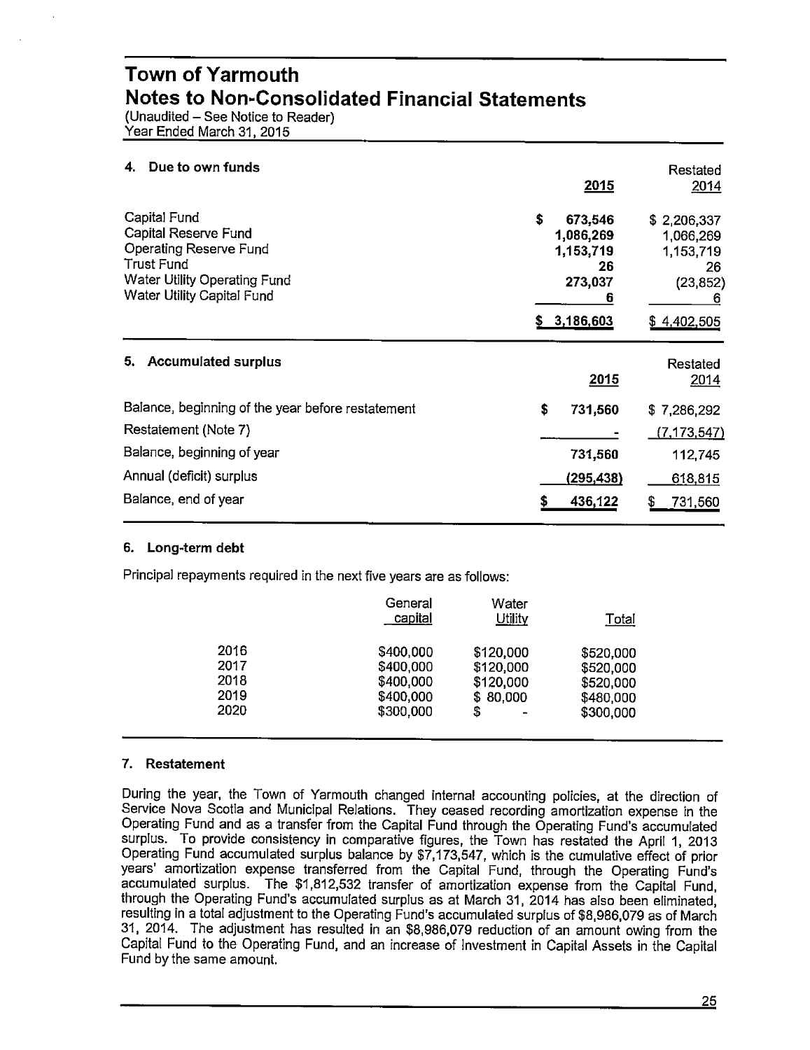# Town of Yarmouth
## Notes to Non-Consolidated Financial Statements
(Unaudited – See Notice to Reader)
Year Ended March 31, 2015

### 4. Due to own funds

| | 2015 | Restated 2014 |
|---|---|---|
| Capital Fund | $ 673,546 | $ 2,206,337 |
| Capital Reserve Fund | 1,086,269 | 1,066,269 |
| Operating Reserve Fund | 1,153,719 | 1,153,719 |
| Trust Fund | 26 | 26 |
| Water Utility Operating Fund | 273,037 | (23,852) |
| Water Utility Capital Fund | 6 | 6 |
| | $ 3,186,603 | $ 4,402,505 |

### 5. Accumulated surplus

| | 2015 | Restated 2014 |
|---|---|---|
| Balance, beginning of the year before restatement | $ 731,560 | $ 7,286,292 |
| Restatement (Note 7) | - | (7,173,547) |
| Balance, beginning of year | 731,560 | 112,745 |
| Annual (deficit) surplus | (295,438) | 618,815 |
| Balance, end of year | $ 436,122 | $ 731,560 |

### 6. Long-term debt

Principal repayments required in the next five years are as follows:

| | General capital | Water Utility | Total |
|---|---|---|---|
| 2016 | $400,000 | $120,000 | $520,000 |
| 2017 | $400,000 | $120,000 | $520,000 |
| 2018 | $400,000 | $120,000 | $520,000 |
| 2019 | $400,000 | $ 80,000 | $480,000 |
| 2020 | $300,000 | $ - | $300,000 |

### 7. Restatement

During the year, the Town of Yarmouth changed internal accounting policies, at the direction of Service Nova Scotia and Municipal Relations. They ceased recording amortization expense in the Operating Fund and as a transfer from the Capital Fund through the Operating Fund's accumulated surplus. To provide consistency in comparative figures, the Town has restated the April 1, 2013 Operating Fund accumulated surplus balance by $7,173,547, which is the cumulative effect of prior years' amortization expense transferred from the Capital Fund, through the Operating Fund's accumulated surplus. The $1,812,532 transfer of amortization expense from the Capital Fund, through the Operating Fund's accumulated surplus as at March 31, 2014 has also been eliminated, resulting in a total adjustment to the Operating Fund's accumulated surplus of $8,986,079 as of March 31, 2014. The adjustment has resulted in an $8,986,079 reduction of an amount owing from the Capital Fund to the Operating Fund, and an increase of Investment in Capital Assets in the Capital Fund by the same amount.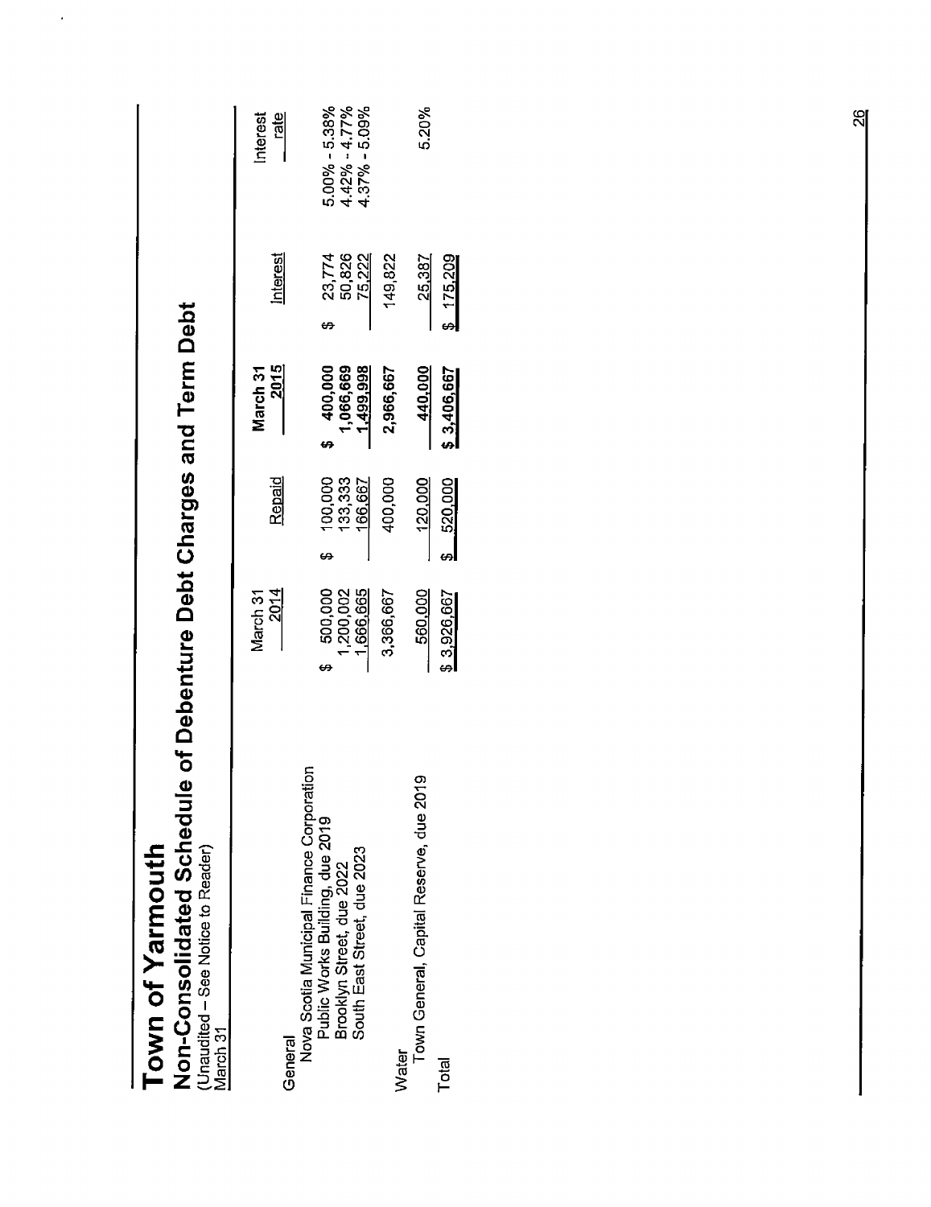# Town of Yarmouth

## Non-Consolidated Schedule of Debenture Debt Charges and Term Debt

(Unaudited – See Notice to Reader)
March 31

| | March 31 2014 | Repaid | March 31 2015 | Interest | Interest rate |
|---|---|---|---|---|---|
| **General** | | | | | |
| Nova Scotia Municipal Finance Corporation | | | | | |
| Public Works Building, due 2019 | $ 500,000 | $ 100,000 | $ 400,000 | $ 23,774 | 5.00% - 5.38% |
| Brooklyn Street, due 2022 | 1,200,002 | 133,333 | 1,066,669 | 50,826 | 4.42% - 4.77% |
| South East Street, due 2023 | 1,666,665 | 166,667 | 1,499,998 | 75,222 | 4.37% - 5.09% |
| | 3,366,667 | 400,000 | 2,966,667 | 149,822 | |
| **Water** | | | | | |
| Town General, Capital Reserve, due 2019 | 560,000 | 120,000 | 440,000 | 25,387 | 5.20% |
| **Total** | $ 3,926,667 | $ 520,000 | $ 3,406,667 | $ 175,209 | |